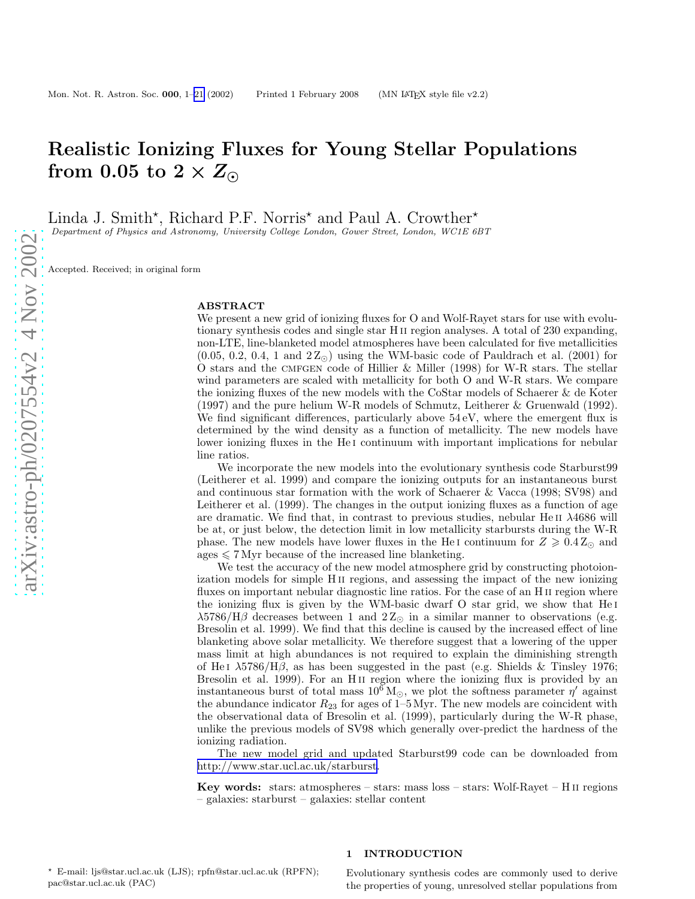# Realistic Ionizing Fluxes for Young Stellar Populations from 0.05 to 2 × $Z_\odot$

Linda J. Smith*, Richard P.F. Norris* and Paul A. Crowther*

*Department of Physics and Astronomy, University College London, Gower Street, London, WC1E 6BT*

Accepted. Received; in original form

## ABSTRACT

We present a new grid of ionizing fluxes for O and Wolf-Rayet stars for use with evolutionary synthesis codes and single star H II region analyses. A total of 230 expanding, non-LTE, line-blanketed model atmospheres have been calculated for five metallicities (0.05, 0.2, 0.4, 1 and 2 $Z_\odot$) using the WM-basic code of Pauldrach et al. (2001) for O stars and the CMFGEN code of Hillier & Miller (1998) for W-R stars. The stellar wind parameters are scaled with metallicity for both O and W-R stars. We compare the ionizing fluxes of the new models with the CoStar models of Schaerer & de Koter (1997) and the pure helium W-R models of Schmutz, Leitherer & Gruenwald (1992). We find significant differences, particularly above 54 eV, where the emergent flux is determined by the wind density as a function of metallicity. The new models have lower ionizing fluxes in the He I continuum with important implications for nebular line ratios.

We incorporate the new models into the evolutionary synthesis code Starburst99 (Leitherer et al. 1999) and compare the ionizing outputs for an instantaneous burst and continuous star formation with the work of Schaerer & Vacca (1998; SV98) and Leitherer et al. (1999). The changes in the output ionizing fluxes as a function of age are dramatic. We find that, in contrast to previous studies, nebular He II $\lambda$4686 will be at, or just below, the detection limit in low metallicity starbursts during the W-R phase. The new models have lower fluxes in the He I continuum for $Z \geqslant 0.4\,Z_\odot$ and ages $\leqslant 7$ Myr because of the increased line blanketing.

We test the accuracy of the new model atmosphere grid by constructing photoionization models for simple H II regions, and assessing the impact of the new ionizing fluxes on important nebular diagnostic line ratios. For the case of an H II region where the ionizing flux is given by the WM-basic dwarf O star grid, we show that He I $\lambda$5786/H$\beta$ decreases between 1 and 2 $Z_\odot$ in a similar manner to observations (e.g. Bresolin et al. 1999). We find that this decline is caused by the increased effect of line blanketing above solar metallicity. We therefore suggest that a lowering of the upper mass limit at high abundances is not required to explain the diminishing strength of He I $\lambda$5786/H$\beta$, as has been suggested in the past (e.g. Shields & Tinsley 1976; Bresolin et al. 1999). For an H II region where the ionizing flux is provided by an instantaneous burst of total mass $10^6\,M_\odot$, we plot the softness parameter $\eta'$ against the abundance indicator $R_{23}$ for ages of 1–5 Myr. The new models are coincident with the observational data of Bresolin et al. (1999), particularly during the W-R phase, unlike the previous models of SV98 which generally over-predict the hardness of the ionizing radiation.

The new model grid and updated Starburst99 code can be downloaded from http://www.star.ucl.ac.uk/starburst.

**Key words:** stars: atmospheres – stars: mass loss – stars: Wolf-Rayet – H II regions – galaxies: starburst – galaxies: stellar content

## 1 INTRODUCTION

Evolutionary synthesis codes are commonly used to derive the properties of young, unresolved stellar populations from

* E-mail: ljs@star.ucl.ac.uk (LJS); rpfn@star.ucl.ac.uk (RPFN); pac@star.ucl.ac.uk (PAC)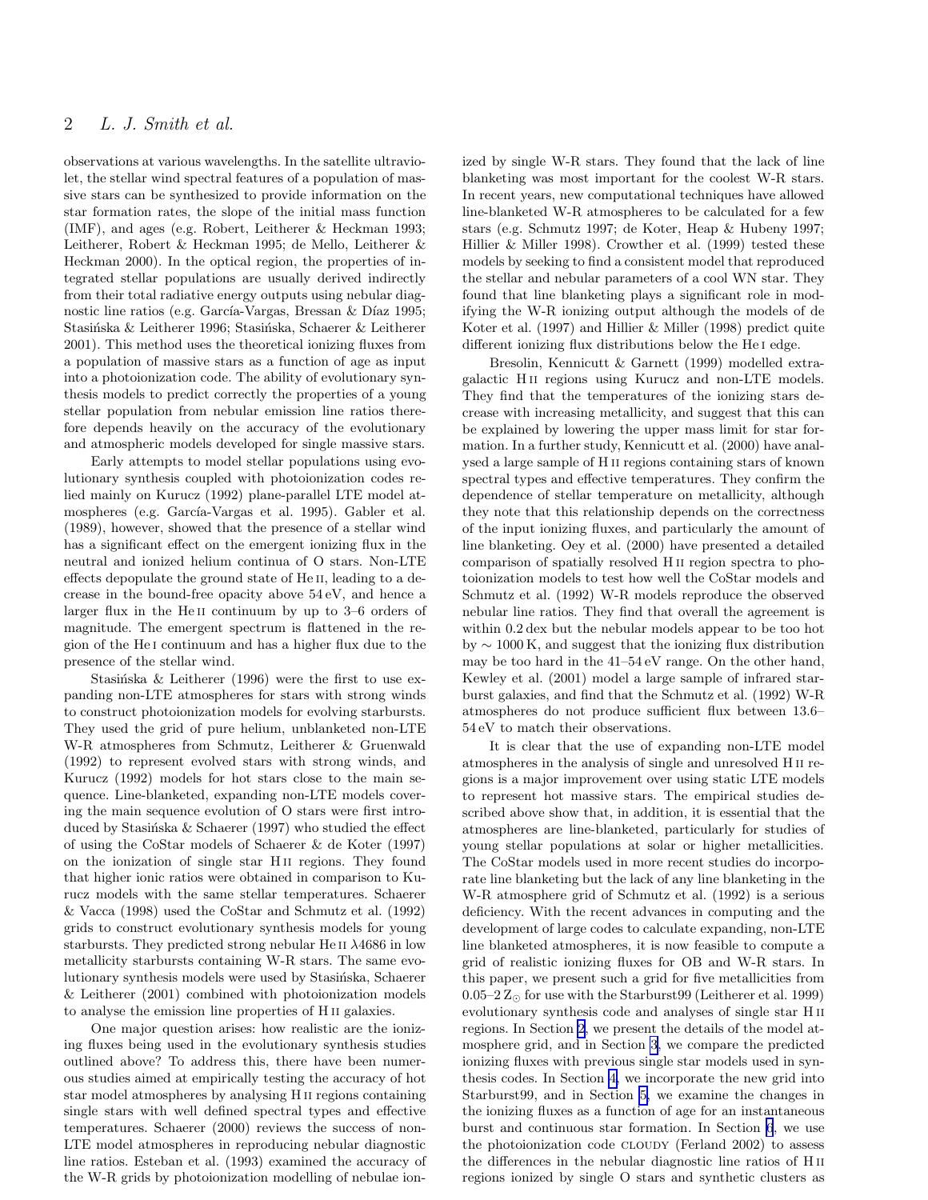observations at various wavelengths. In the satellite ultraviolet, the stellar wind spectral features of a population of massive stars can be synthesized to provide information on the star formation rates, the slope of the initial mass function (IMF), and ages (e.g. Robert, Leitherer & Heckman 1993; Leitherer, Robert & Heckman 1995; de Mello, Leitherer & Heckman 2000). In the optical region, the properties of integrated stellar populations are usually derived indirectly from their total radiative energy outputs using nebular diagnostic line ratios (e.g. García-Vargas, Bressan & Díaz 1995; Stasińska & Leitherer 1996; Stasińska, Schaerer & Leitherer 2001). This method uses the theoretical ionizing fluxes from a population of massive stars as a function of age as input into a photoionization code. The ability of evolutionary synthesis models to predict correctly the properties of a young stellar population from nebular emission line ratios therefore depends heavily on the accuracy of the evolutionary and atmospheric models developed for single massive stars.

Early attempts to model stellar populations using evolutionary synthesis coupled with photoionization codes relied mainly on Kurucz (1992) plane-parallel LTE model atmospheres (e.g. García-Vargas et al. 1995). Gabler et al. (1989), however, showed that the presence of a stellar wind has a significant effect on the emergent ionizing flux in the neutral and ionized helium continua of O stars. Non-LTE effects depopulate the ground state of He II, leading to a decrease in the bound-free opacity above 54 eV, and hence a larger flux in the He II continuum by up to 3–6 orders of magnitude. The emergent spectrum is flattened in the region of the He I continuum and has a higher flux due to the presence of the stellar wind.

Stasińska & Leitherer (1996) were the first to use expanding non-LTE atmospheres for stars with strong winds to construct photoionization models for evolving starbursts. They used the grid of pure helium, unblanketed non-LTE W-R atmospheres from Schmutz, Leitherer & Gruenwald (1992) to represent evolved stars with strong winds, and Kurucz (1992) models for hot stars close to the main sequence. Line-blanketed, expanding non-LTE models covering the main sequence evolution of O stars were first introduced by Stasińska & Schaerer (1997) who studied the effect of using the CoStar models of Schaerer & de Koter (1997) on the ionization of single star H II regions. They found that higher ionic ratios were obtained in comparison to Kurucz models with the same stellar temperatures. Schaerer & Vacca (1998) used the CoStar and Schmutz et al. (1992) grids to construct evolutionary synthesis models for young starbursts. They predicted strong nebular He II $\lambda$4686 in low metallicity starbursts containing W-R stars. The same evolutionary synthesis models were used by Stasińska, Schaerer & Leitherer (2001) combined with photoionization models to analyse the emission line properties of H II galaxies.

One major question arises: how realistic are the ionizing fluxes being used in the evolutionary synthesis studies outlined above? To address this, there have been numerous studies aimed at empirically testing the accuracy of hot star model atmospheres by analysing H II regions containing single stars with well defined spectral types and effective temperatures. Schaerer (2000) reviews the success of non-LTE model atmospheres in reproducing nebular diagnostic line ratios. Esteban et al. (1993) examined the accuracy of the W-R grids by photoionization modelling of nebulae ionized by single W-R stars. They found that the lack of line blanketing was most important for the coolest W-R stars. In recent years, new computational techniques have allowed line-blanketed W-R atmospheres to be calculated for a few stars (e.g. Schmutz 1997; de Koter, Heap & Hubeny 1997; Hillier & Miller 1998). Crowther et al. (1999) tested these models by seeking to find a consistent model that reproduced the stellar and nebular parameters of a cool WN star. They found that line blanketing plays a significant role in modifying the W-R ionizing output although the models of de Koter et al. (1997) and Hillier & Miller (1998) predict quite different ionizing flux distributions below the He I edge.

Bresolin, Kennicutt & Garnett (1999) modelled extragalactic H II regions using Kurucz and non-LTE models. They find that the temperatures of the ionizing stars decrease with increasing metallicity, and suggest that this can be explained by lowering the upper mass limit for star formation. In a further study, Kennicutt et al. (2000) have analysed a large sample of H II regions containing stars of known spectral types and effective temperatures. They confirm the dependence of stellar temperature on metallicity, although they note that this relationship depends on the correctness of the input ionizing fluxes, and particularly the amount of line blanketing. Oey et al. (2000) have presented a detailed comparison of spatially resolved H II region spectra to photoionization models to test how well the CoStar models and Schmutz et al. (1992) W-R models reproduce the observed nebular line ratios. They find that overall the agreement is within 0.2 dex but the nebular models appear to be too hot by $\sim$ 1000 K, and suggest that the ionizing flux distribution may be too hard in the 41–54 eV range. On the other hand, Kewley et al. (2001) model a large sample of infrared starburst galaxies, and find that the Schmutz et al. (1992) W-R atmospheres do not produce sufficient flux between 13.6–54 eV to match their observations.

It is clear that the use of expanding non-LTE model atmospheres in the analysis of single and unresolved H II regions is a major improvement over using static LTE models to represent hot massive stars. The empirical studies described above show that, in addition, it is essential that the atmospheres are line-blanketed, particularly for studies of young stellar populations at solar or higher metallicities. The CoStar models used in more recent studies do incorporate line blanketing but the lack of any line blanketing in the W-R atmosphere grid of Schmutz et al. (1992) is a serious deficiency. With the recent advances in computing and the development of large codes to calculate expanding, non-LTE line blanketed atmospheres, it is now feasible to compute a grid of realistic ionizing fluxes for OB and W-R stars. In this paper, we present such a grid for five metallicities from 0.05–2 $Z_{\odot}$ for use with the Starburst99 (Leitherer et al. 1999) evolutionary synthesis code and analyses of single star H II regions. In Section 2, we present the details of the model atmosphere grid, and in Section 3, we compare the predicted ionizing fluxes with previous single star models used in synthesis codes. In Section 4, we incorporate the new grid into Starburst99, and in Section 5, we examine the changes in the ionizing fluxes as a function of age for an instantaneous burst and continuous star formation. In Section 6, we use the photoionization code CLOUDY (Ferland 2002) to assess the differences in the nebular diagnostic line ratios of H II regions ionized by single O stars and synthetic clusters as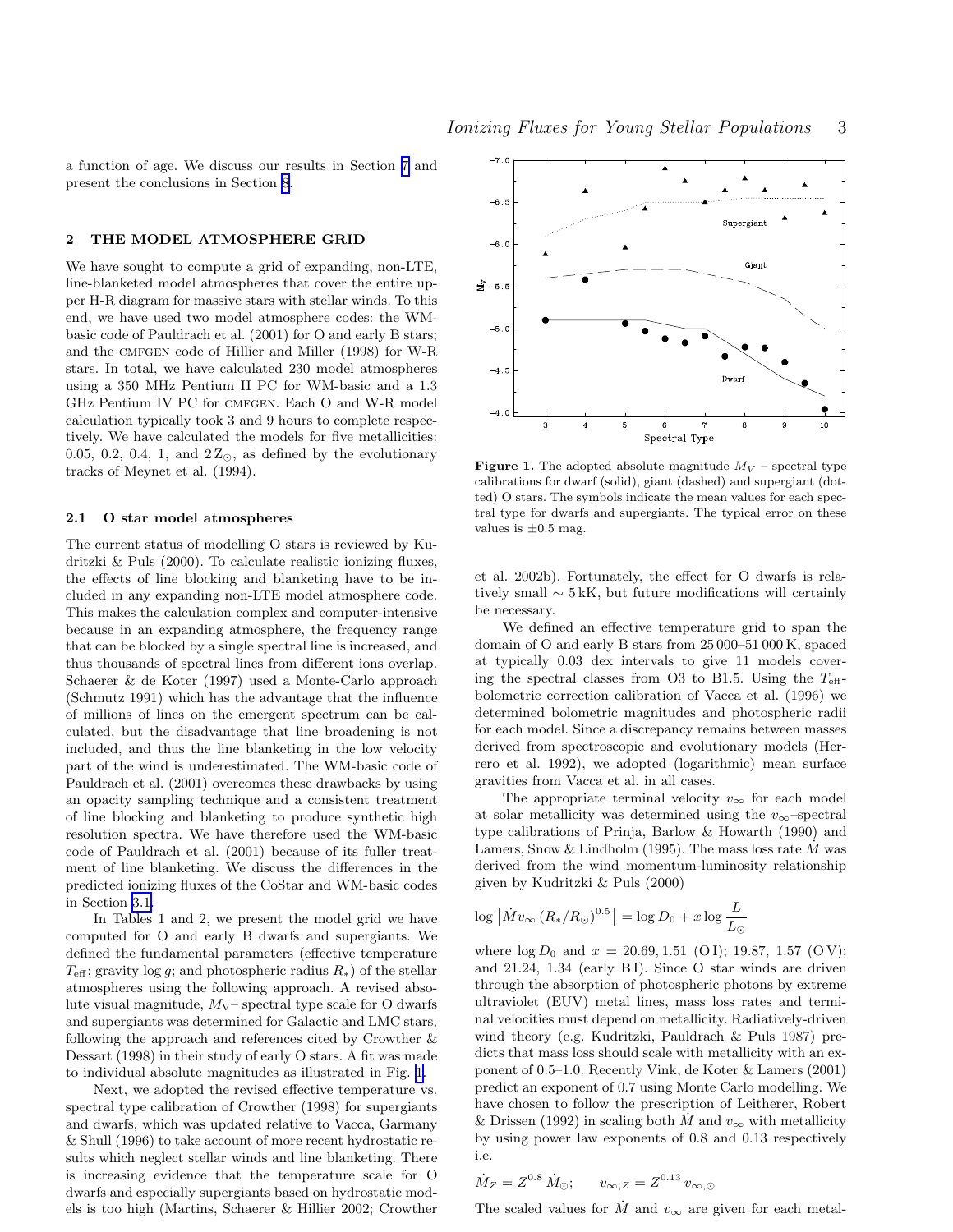a function of age. We discuss our results in Section 7 and present the conclusions in Section 8.

## 2 THE MODEL ATMOSPHERE GRID

We have sought to compute a grid of expanding, non-LTE, line-blanketed model atmospheres that cover the entire upper H-R diagram for massive stars with stellar winds. To this end, we have used two model atmosphere codes: the WM-basic code of Pauldrach et al. (2001) for O and early B stars; and the CMFGEN code of Hillier and Miller (1998) for W-R stars. In total, we have calculated 230 model atmospheres using a 350 MHz Pentium II PC for WM-basic and a 1.3 GHz Pentium IV PC for CMFGEN. Each O and W-R model calculation typically took 3 and 9 hours to complete respectively. We have calculated the models for five metallicities: 0.05, 0.2, 0.4, 1, and 2 $Z_{\odot}$, as defined by the evolutionary tracks of Meynet et al. (1994).

### 2.1 O star model atmospheres

The current status of modelling O stars is reviewed by Kudritzki & Puls (2000). To calculate realistic ionizing fluxes, the effects of line blocking and blanketing have to be included in any expanding non-LTE model atmosphere code. This makes the calculation complex and computer-intensive because in an expanding atmosphere, the frequency range that can be blocked by a single spectral line is increased, and thus thousands of spectral lines from different ions overlap. Schaerer & de Koter (1997) used a Monte-Carlo approach (Schmutz 1991) which has the advantage that the influence of millions of lines on the emergent spectrum can be calculated, but the disadvantage that line broadening is not included, and thus the line blanketing in the low velocity part of the wind is underestimated. The WM-basic code of Pauldrach et al. (2001) overcomes these drawbacks by using an opacity sampling technique and a consistent treatment of line blocking and blanketing to produce synthetic high resolution spectra. We have therefore used the WM-basic code of Pauldrach et al. (2001) because of its fuller treatment of line blanketing. We discuss the differences in the predicted ionizing fluxes of the CoStar and WM-basic codes in Section 3.1.

In Tables 1 and 2, we present the model grid we have computed for O and early B dwarfs and supergiants. We defined the fundamental parameters (effective temperature $T_{\rm eff}$; gravity $\log g$; and photospheric radius $R_{*}$) of the stellar atmospheres using the following approach. A revised absolute visual magnitude, $M_{\rm V}$– spectral type scale for O dwarfs and supergiants was determined for Galactic and LMC stars, following the approach and references cited by Crowther & Dessart (1998) in their study of early O stars. A fit was made to individual absolute magnitudes as illustrated in Fig. 1.

Next, we adopted the revised effective temperature vs. spectral type calibration of Crowther (1998) for supergiants and dwarfs, which was updated relative to Vacca, Garmany & Shull (1996) to take account of more recent hydrostatic results which neglect stellar winds and line blanketing. There is increasing evidence that the temperature scale for O dwarfs and especially supergiants based on hydrostatic models is too high (Martins, Schaerer & Hillier 2002; Crowther et al. 2002b). Fortunately, the effect for O dwarfs is relatively small $\sim 5$ kK, but future modifications will certainly be necessary.

**Figure 1.** The adopted absolute magnitude $M_V$ – spectral type calibrations for dwarf (solid), giant (dashed) and supergiant (dotted) O stars. The symbols indicate the mean values for each spectral type for dwarfs and supergiants. The typical error on these values is $\pm 0.5$ mag.

We defined an effective temperature grid to span the domain of O and early B stars from 25 000–51 000 K, spaced at typically 0.03 dex intervals to give 11 models covering the spectral classes from O3 to B1.5. Using the $T_{\rm eff}$-bolometric correction calibration of Vacca et al. (1996) we determined bolometric magnitudes and photospheric radii for each model. Since a discrepancy remains between masses derived from spectroscopic and evolutionary models (Herrero et al. 1992), we adopted (logarithmic) mean surface gravities from Vacca et al. in all cases.

The appropriate terminal velocity $v_{\infty}$ for each model at solar metallicity was determined using the $v_{\infty}$–spectral type calibrations of Prinja, Barlow & Howarth (1990) and Lamers, Snow & Lindholm (1995). The mass loss rate $\dot{M}$ was derived from the wind momentum-luminosity relationship given by Kudritzki & Puls (2000)

$$\log \left[ \dot{M} v_{\infty} \left( R_{*}/R_{\odot} \right)^{0.5} \right] = \log D_0 + x \log \frac{L}{L_{\odot}}$$

where $\log D_0$ and $x$ = 20.69, 1.51 (O I); 19.87, 1.57 (O V); and 21.24, 1.34 (early B I). Since O star winds are driven through the absorption of photospheric photons by extreme ultraviolet (EUV) metal lines, mass loss rates and terminal velocities must depend on metallicity. Radiatively-driven wind theory (e.g. Kudritzki, Pauldrach & Puls 1987) predicts that mass loss should scale with metallicity with an exponent of 0.5–1.0. Recently Vink, de Koter & Lamers (2001) predict an exponent of 0.7 using Monte Carlo modelling. We have chosen to follow the prescription of Leitherer, Robert & Drissen (1992) in scaling both $\dot{M}$ and $v_{\infty}$ with metallicity by using power law exponents of 0.8 and 0.13 respectively i.e.

$$\dot{M}_Z = Z^{0.8}\, \dot{M}_{\odot}; \qquad v_{\infty,Z} = Z^{0.13}\, v_{\infty,\odot}$$

The scaled values for $\dot{M}$ and $v_{\infty}$ are given for each metal-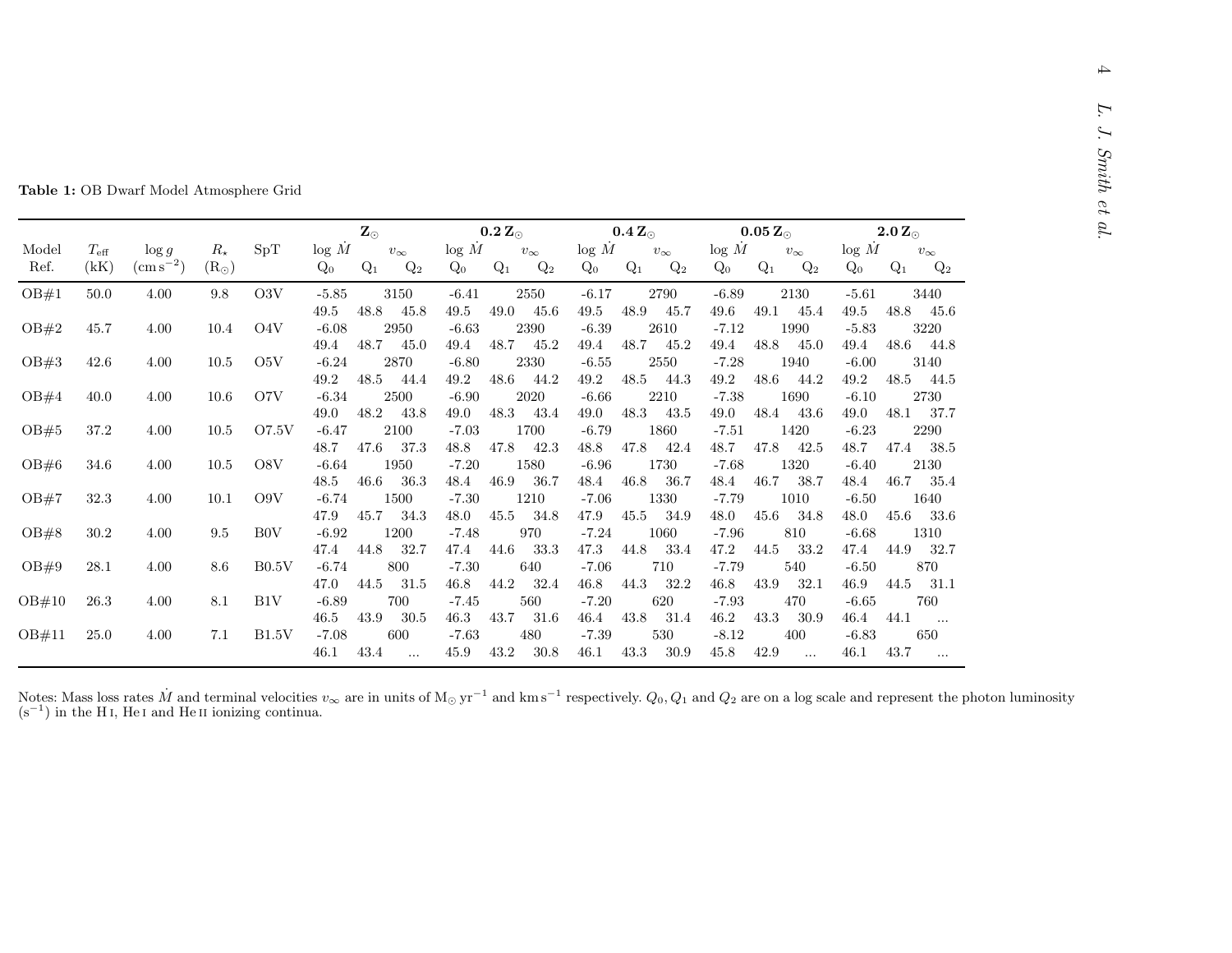**Table 1:** OB Dwarf Model Atmosphere Grid

| Model | $T_{\rm eff}$ | $\log g$ | $R_\star$ | SpT | $\mathbf{Z_\odot}$ | | | $\mathbf{0.2\,Z_\odot}$ | | | $\mathbf{0.4\,Z_\odot}$ | | | $\mathbf{0.05\,Z_\odot}$ | | | $\mathbf{2.0\,Z_\odot}$ | | |
|---|---|---|---|---|---|---|---|---|---|---|---|---|---|---|---|---|---|---|---|
| | | | | | $\log \dot{M}$ | $v_\infty$ | | $\log \dot{M}$ | $v_\infty$ | | $\log \dot{M}$ | $v_\infty$ | | $\log \dot{M}$ | $v_\infty$ | | $\log \dot{M}$ | $v_\infty$ | |
| Ref. | (kK) | (cm s$^{-2}$) | (R$_\odot$) | | Q$_0$ | Q$_1$ | Q$_2$ | Q$_0$ | Q$_1$ | Q$_2$ | Q$_0$ | Q$_1$ | Q$_2$ | Q$_0$ | Q$_1$ | Q$_2$ | Q$_0$ | Q$_1$ | Q$_2$ |
| OB#1 | 50.0 | 4.00 | 9.8 | O3V | -5.85 | 3150 | | -6.41 | 2550 | | -6.17 | 2790 | | -6.89 | 2130 | | -5.61 | 3440 | |
| | | | | | 49.5 | 48.8 | 45.8 | 49.5 | 49.0 | 45.6 | 49.5 | 48.9 | 45.7 | 49.6 | 49.1 | 45.4 | 49.5 | 48.8 | 45.6 |
| OB#2 | 45.7 | 4.00 | 10.4 | O4V | -6.08 | 2950 | | -6.63 | 2390 | | -6.39 | 2610 | | -7.12 | 1990 | | -5.83 | 3220 | |
| | | | | | 49.4 | 48.7 | 45.0 | 49.4 | 48.7 | 45.2 | 49.4 | 48.7 | 45.2 | 49.4 | 48.8 | 45.0 | 49.4 | 48.6 | 44.8 |
| OB#3 | 42.6 | 4.00 | 10.5 | O5V | -6.24 | 2870 | | -6.80 | 2330 | | -6.55 | 2550 | | -7.28 | 1940 | | -6.00 | 3140 | |
| | | | | | 49.2 | 48.5 | 44.4 | 49.2 | 48.6 | 44.2 | 49.2 | 48.5 | 44.3 | 49.2 | 48.6 | 44.2 | 49.2 | 48.5 | 44.5 |
| OB#4 | 40.0 | 4.00 | 10.6 | O7V | -6.34 | 2500 | | -6.90 | 2020 | | -6.66 | 2210 | | -7.38 | 1690 | | -6.10 | 2730 | |
| | | | | | 49.0 | 48.2 | 43.8 | 49.0 | 48.3 | 43.4 | 49.0 | 48.3 | 43.5 | 49.0 | 48.4 | 43.6 | 49.0 | 48.1 | 37.7 |
| OB#5 | 37.2 | 4.00 | 10.5 | O7.5V | -6.47 | 2100 | | -7.03 | 1700 | | -6.79 | 1860 | | -7.51 | 1420 | | -6.23 | 2290 | |
| | | | | | 48.7 | 47.6 | 37.3 | 48.8 | 47.8 | 42.3 | 48.8 | 47.8 | 42.4 | 48.7 | 47.8 | 42.5 | 48.7 | 47.4 | 38.5 |
| OB#6 | 34.6 | 4.00 | 10.5 | O8V | -6.64 | 1950 | | -7.20 | 1580 | | -6.96 | 1730 | | -7.68 | 1320 | | -6.40 | 2130 | |
| | | | | | 48.5 | 46.6 | 36.3 | 48.4 | 46.9 | 36.7 | 48.4 | 46.8 | 36.7 | 48.4 | 46.7 | 38.7 | 48.4 | 46.7 | 35.4 |
| OB#7 | 32.3 | 4.00 | 10.1 | O9V | -6.74 | 1500 | | -7.30 | 1210 | | -7.06 | 1330 | | -7.79 | 1010 | | -6.50 | 1640 | |
| | | | | | 47.9 | 45.7 | 34.3 | 48.0 | 45.5 | 34.8 | 47.9 | 45.5 | 34.9 | 48.0 | 45.6 | 34.8 | 48.0 | 45.6 | 33.6 |
| OB#8 | 30.2 | 4.00 | 9.5 | B0V | -6.92 | 1200 | | -7.48 | 970 | | -7.24 | 1060 | | -7.96 | 810 | | -6.68 | 1310 | |
| | | | | | 47.4 | 44.8 | 32.7 | 47.4 | 44.6 | 33.3 | 47.3 | 44.8 | 33.4 | 47.2 | 44.5 | 33.2 | 47.4 | 44.9 | 32.7 |
| OB#9 | 28.1 | 4.00 | 8.6 | B0.5V | -6.74 | 800 | | -7.30 | 640 | | -7.06 | 710 | | -7.79 | 540 | | -6.50 | 870 | |
| | | | | | 47.0 | 44.5 | 31.5 | 46.8 | 44.2 | 32.4 | 46.8 | 44.3 | 32.2 | 46.8 | 43.9 | 32.1 | 46.9 | 44.5 | 31.1 |
| OB#10 | 26.3 | 4.00 | 8.1 | B1V | -6.89 | 700 | | -7.45 | 560 | | -7.20 | 620 | | -7.93 | 470 | | -6.65 | 760 | |
| | | | | | 46.5 | 43.9 | 30.5 | 46.3 | 43.7 | 31.6 | 46.4 | 43.8 | 31.4 | 46.2 | 43.3 | 30.9 | 46.4 | 44.1 | ... |
| OB#11 | 25.0 | 4.00 | 7.1 | B1.5V | -7.08 | 600 | | -7.63 | 480 | | -7.39 | 530 | | -8.12 | 400 | | -6.83 | 650 | |
| | | | | | 46.1 | 43.4 | ... | 45.9 | 43.2 | 30.8 | 46.1 | 43.3 | 30.9 | 45.8 | 42.9 | ... | 46.1 | 43.7 | ... |

Notes: Mass loss rates $\dot{M}$ and terminal velocities $v_\infty$ are in units of M$_\odot$ yr$^{-1}$ and km s$^{-1}$ respectively. $Q_0, Q_1$ and $Q_2$ are on a log scale and represent the photon luminosity (s$^{-1}$) in the H I, He I and He II ionizing continua.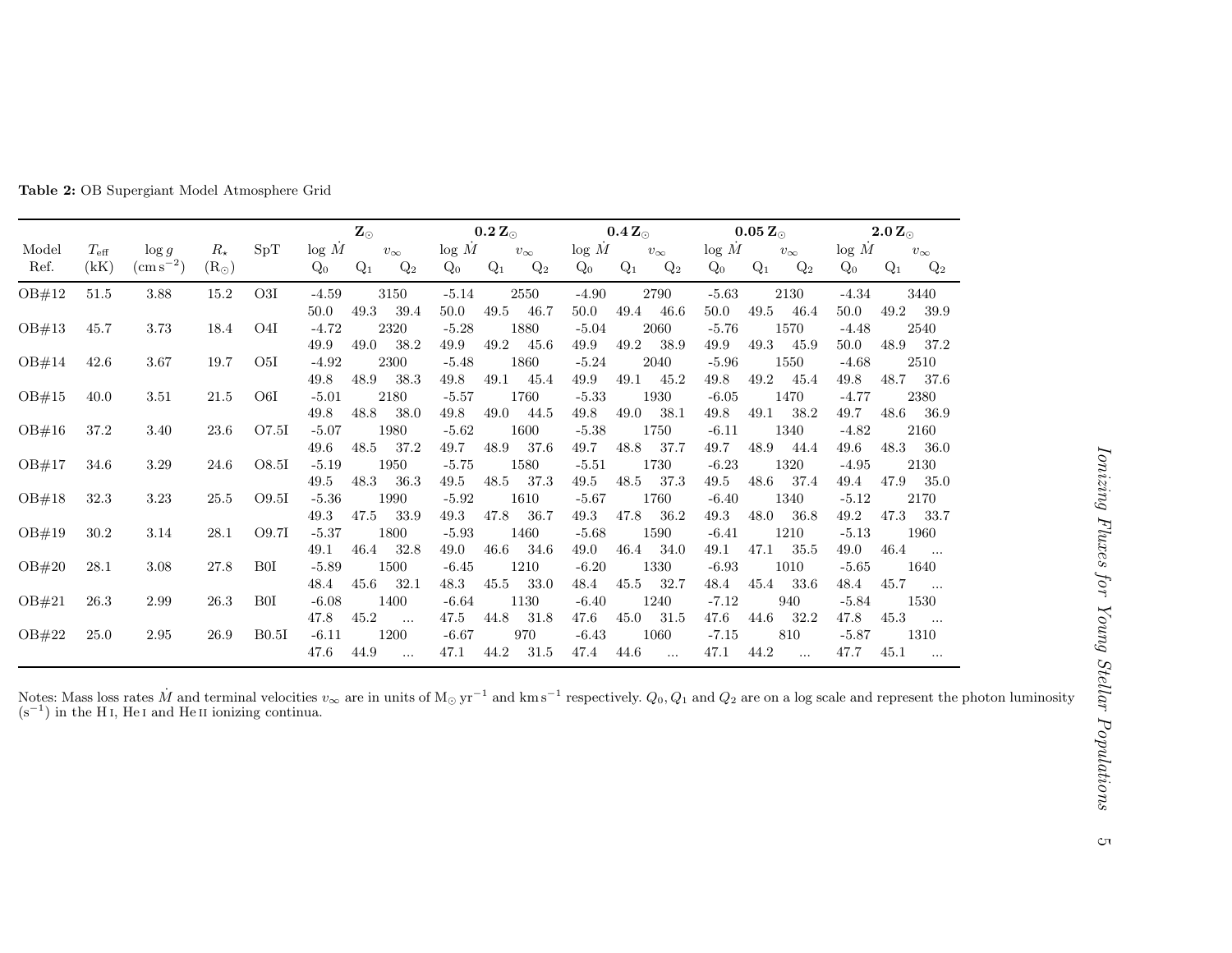**Table 2:** OB Supergiant Model Atmosphere Grid

| Model Ref. | $T_{\rm eff}$ (kK) | $\log g$ (cm s$^{-2}$) | $R_\star$ (R$_\odot$) | SpT | **Z$_\odot$** $\log \dot{M}$ / Q$_0$ | $v_\infty$ / Q$_1$ | Q$_2$ | **0.2 Z$_\odot$** $\log \dot{M}$ / Q$_0$ | $v_\infty$ / Q$_1$ | Q$_2$ | **0.4 Z$_\odot$** $\log \dot{M}$ / Q$_0$ | $v_\infty$ / Q$_1$ | Q$_2$ | **0.05 Z$_\odot$** $\log \dot{M}$ / Q$_0$ | $v_\infty$ / Q$_1$ | Q$_2$ | **2.0 Z$_\odot$** $\log \dot{M}$ / Q$_0$ | $v_\infty$ / Q$_1$ | Q$_2$ |
|---|---|---|---|---|---|---|---|---|---|---|---|---|---|---|---|---|---|---|---|
| OB#12 | 51.5 | 3.88 | 15.2 | O3I | -4.59 | 3150 | | -5.14 | 2550 | | -4.90 | 2790 | | -5.63 | 2130 | | -4.34 | 3440 | |
| | | | | | 50.0 | 49.3 | 39.4 | 50.0 | 49.5 | 46.7 | 50.0 | 49.4 | 46.6 | 50.0 | 49.5 | 46.4 | 50.0 | 49.2 | 39.9 |
| OB#13 | 45.7 | 3.73 | 18.4 | O4I | -4.72 | 2320 | | -5.28 | 1880 | | -5.04 | 2060 | | -5.76 | 1570 | | -4.48 | 2540 | |
| | | | | | 49.9 | 49.0 | 38.2 | 49.9 | 49.2 | 45.6 | 49.9 | 49.2 | 38.9 | 49.9 | 49.3 | 45.9 | 50.0 | 48.9 | 37.2 |
| OB#14 | 42.6 | 3.67 | 19.7 | O5I | -4.92 | 2300 | | -5.48 | 1860 | | -5.24 | 2040 | | -5.96 | 1550 | | -4.68 | 2510 | |
| | | | | | 49.8 | 48.9 | 38.3 | 49.8 | 49.1 | 45.4 | 49.9 | 49.1 | 45.2 | 49.8 | 49.2 | 45.4 | 49.8 | 48.7 | 37.6 |
| OB#15 | 40.0 | 3.51 | 21.5 | O6I | -5.01 | 2180 | | -5.57 | 1760 | | -5.33 | 1930 | | -6.05 | 1470 | | -4.77 | 2380 | |
| | | | | | 49.8 | 48.8 | 38.0 | 49.8 | 49.0 | 44.5 | 49.8 | 49.0 | 38.1 | 49.8 | 49.1 | 38.2 | 49.7 | 48.6 | 36.9 |
| OB#16 | 37.2 | 3.40 | 23.6 | O7.5I | -5.07 | 1980 | | -5.62 | 1600 | | -5.38 | 1750 | | -6.11 | 1340 | | -4.82 | 2160 | |
| | | | | | 49.6 | 48.5 | 37.2 | 49.7 | 48.9 | 37.6 | 49.7 | 48.8 | 37.7 | 49.7 | 48.9 | 44.4 | 49.6 | 48.3 | 36.0 |
| OB#17 | 34.6 | 3.29 | 24.6 | O8.5I | -5.19 | 1950 | | -5.75 | 1580 | | -5.51 | 1730 | | -6.23 | 1320 | | -4.95 | 2130 | |
| | | | | | 49.5 | 48.3 | 36.3 | 49.5 | 48.5 | 37.3 | 49.5 | 48.5 | 37.3 | 49.5 | 48.6 | 37.4 | 49.4 | 47.9 | 35.0 |
| OB#18 | 32.3 | 3.23 | 25.5 | O9.5I | -5.36 | 1990 | | -5.92 | 1610 | | -5.67 | 1760 | | -6.40 | 1340 | | -5.12 | 2170 | |
| | | | | | 49.3 | 47.5 | 33.9 | 49.3 | 47.8 | 36.7 | 49.3 | 47.8 | 36.2 | 49.3 | 48.0 | 36.8 | 49.2 | 47.3 | 33.7 |
| OB#19 | 30.2 | 3.14 | 28.1 | O9.7I | -5.37 | 1800 | | -5.93 | 1460 | | -5.68 | 1590 | | -6.41 | 1210 | | -5.13 | 1960 | |
| | | | | | 49.1 | 46.4 | 32.8 | 49.0 | 46.6 | 34.6 | 49.0 | 46.4 | 34.0 | 49.1 | 47.1 | 35.5 | 49.0 | 46.4 | ... |
| OB#20 | 28.1 | 3.08 | 27.8 | B0I | -5.89 | 1500 | | -6.45 | 1210 | | -6.20 | 1330 | | -6.93 | 1010 | | -5.65 | 1640 | |
| | | | | | 48.4 | 45.6 | 32.1 | 48.3 | 45.5 | 33.0 | 48.4 | 45.5 | 32.7 | 48.4 | 45.4 | 33.6 | 48.4 | 45.7 | ... |
| OB#21 | 26.3 | 2.99 | 26.3 | B0I | -6.08 | 1400 | | -6.64 | 1130 | | -6.40 | 1240 | | -7.12 | 940 | | -5.84 | 1530 | |
| | | | | | 47.8 | 45.2 | ... | 47.5 | 44.8 | 31.8 | 47.6 | 45.0 | 31.5 | 47.6 | 44.6 | 32.2 | 47.8 | 45.3 | ... |
| OB#22 | 25.0 | 2.95 | 26.9 | B0.5I | -6.11 | 1200 | | -6.67 | 970 | | -6.43 | 1060 | | -7.15 | 810 | | -5.87 | 1310 | |
| | | | | | 47.6 | 44.9 | ... | 47.1 | 44.2 | 31.5 | 47.4 | 44.6 | ... | 47.1 | 44.2 | ... | 47.7 | 45.1 | ... |

Notes: Mass loss rates $\dot{M}$ and terminal velocities $v_\infty$ are in units of M$_\odot$ yr$^{-1}$ and km s$^{-1}$ respectively. $Q_0, Q_1$ and $Q_2$ are on a log scale and represent the photon luminosity (s$^{-1}$) in the H I, He I and He II ionizing continua.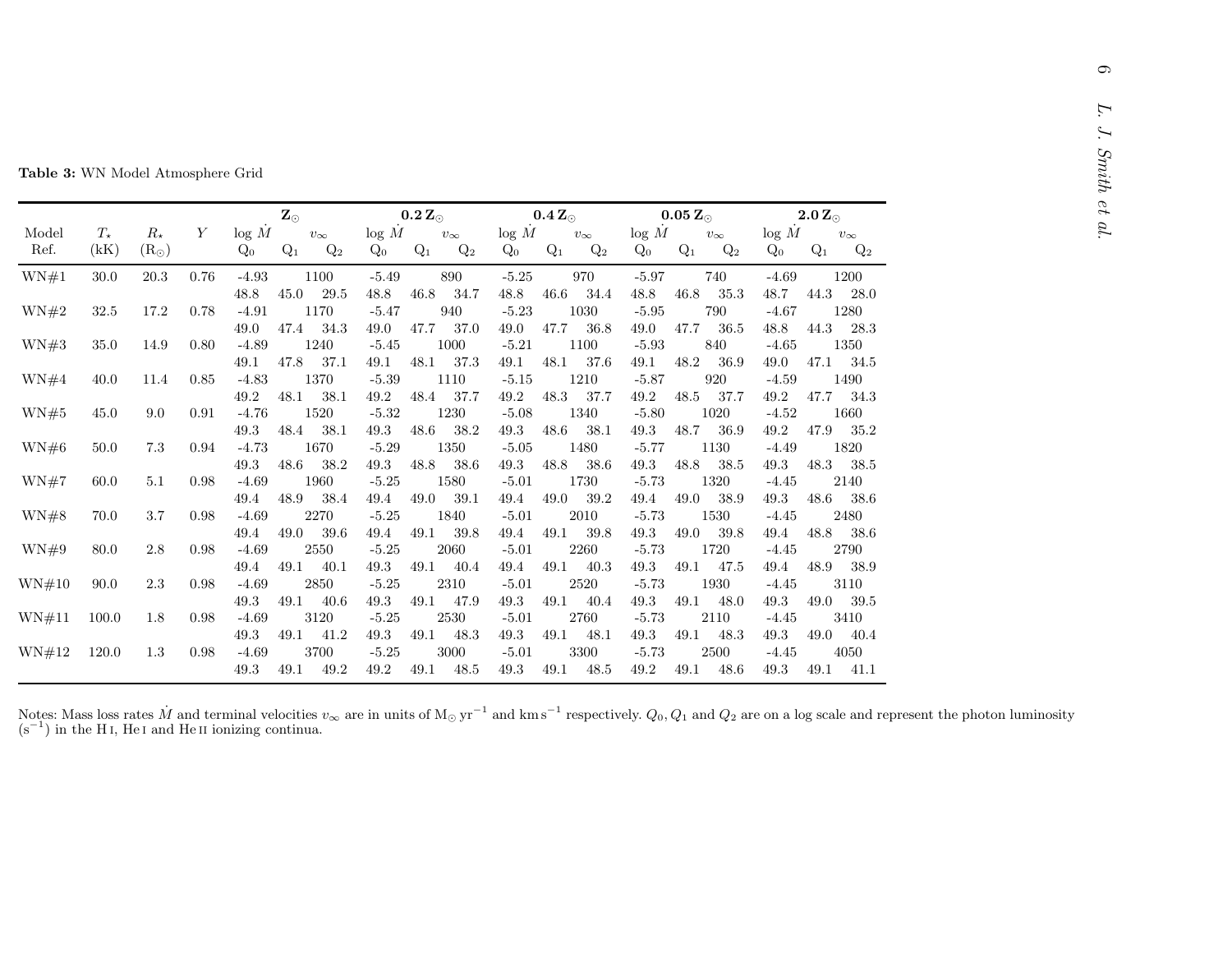**Table 3:** WN Model Atmosphere Grid

| Model | $T_\star$ | $R_\star$ | $Y$ | $\mathbf{Z}_\odot$ | | | $\mathbf{0.2\,Z}_\odot$ | | | $\mathbf{0.4\,Z}_\odot$ | | | $\mathbf{0.05\,Z}_\odot$ | | | $\mathbf{2.0\,Z}_\odot$ | | |
|---|---|---|---|---|---|---|---|---|---|---|---|---|---|---|---|---|---|---|
| | | | | $\log \dot{M}$ | $v_\infty$ | | $\log \dot{M}$ | $v_\infty$ | | $\log \dot{M}$ | $v_\infty$ | | $\log \dot{M}$ | $v_\infty$ | | $\log \dot{M}$ | $v_\infty$ | |
| Ref. | (kK) | ($R_\odot$) | | $Q_0$ | $Q_1$ | $Q_2$ | $Q_0$ | $Q_1$ | $Q_2$ | $Q_0$ | $Q_1$ | $Q_2$ | $Q_0$ | $Q_1$ | $Q_2$ | $Q_0$ | $Q_1$ | $Q_2$ |
| WN#1 | 30.0 | 20.3 | 0.76 | -4.93 | 1100 | | -5.49 | 890 | | -5.25 | 970 | | -5.97 | 740 | | -4.69 | 1200 | |
| | | | | 48.8 | 45.0 | 29.5 | 48.8 | 46.8 | 34.7 | 48.8 | 46.6 | 34.4 | 48.8 | 46.8 | 35.3 | 48.7 | 44.3 | 28.0 |
| WN#2 | 32.5 | 17.2 | 0.78 | -4.91 | 1170 | | -5.47 | 940 | | -5.23 | 1030 | | -5.95 | 790 | | -4.67 | 1280 | |
| | | | | 49.0 | 47.4 | 34.3 | 49.0 | 47.7 | 37.0 | 49.0 | 47.7 | 36.8 | 49.0 | 47.7 | 36.5 | 48.8 | 44.3 | 28.3 |
| WN#3 | 35.0 | 14.9 | 0.80 | -4.89 | 1240 | | -5.45 | 1000 | | -5.21 | 1100 | | -5.93 | 840 | | -4.65 | 1350 | |
| | | | | 49.1 | 47.8 | 37.1 | 49.1 | 48.1 | 37.3 | 49.1 | 48.1 | 37.6 | 49.1 | 48.2 | 36.9 | 49.0 | 47.1 | 34.5 |
| WN#4 | 40.0 | 11.4 | 0.85 | -4.83 | 1370 | | -5.39 | 1110 | | -5.15 | 1210 | | -5.87 | 920 | | -4.59 | 1490 | |
| | | | | 49.2 | 48.1 | 38.1 | 49.2 | 48.4 | 37.7 | 49.2 | 48.3 | 37.7 | 49.2 | 48.5 | 37.7 | 49.2 | 47.7 | 34.3 |
| WN#5 | 45.0 | 9.0 | 0.91 | -4.76 | 1520 | | -5.32 | 1230 | | -5.08 | 1340 | | -5.80 | 1020 | | -4.52 | 1660 | |
| | | | | 49.3 | 48.4 | 38.1 | 49.3 | 48.6 | 38.2 | 49.3 | 48.6 | 38.1 | 49.3 | 48.7 | 36.9 | 49.2 | 47.9 | 35.2 |
| WN#6 | 50.0 | 7.3 | 0.94 | -4.73 | 1670 | | -5.29 | 1350 | | -5.05 | 1480 | | -5.77 | 1130 | | -4.49 | 1820 | |
| | | | | 49.3 | 48.6 | 38.2 | 49.3 | 48.8 | 38.6 | 49.3 | 48.8 | 38.6 | 49.3 | 48.8 | 38.5 | 49.3 | 48.3 | 38.5 |
| WN#7 | 60.0 | 5.1 | 0.98 | -4.69 | 1960 | | -5.25 | 1580 | | -5.01 | 1730 | | -5.73 | 1320 | | -4.45 | 2140 | |
| | | | | 49.4 | 48.9 | 38.4 | 49.4 | 49.0 | 39.1 | 49.4 | 49.0 | 39.2 | 49.4 | 49.0 | 38.9 | 49.3 | 48.6 | 38.6 |
| WN#8 | 70.0 | 3.7 | 0.98 | -4.69 | 2270 | | -5.25 | 1840 | | -5.01 | 2010 | | -5.73 | 1530 | | -4.45 | 2480 | |
| | | | | 49.4 | 49.0 | 39.6 | 49.4 | 49.1 | 39.8 | 49.4 | 49.1 | 39.8 | 49.3 | 49.0 | 39.8 | 49.4 | 48.8 | 38.6 |
| WN#9 | 80.0 | 2.8 | 0.98 | -4.69 | 2550 | | -5.25 | 2060 | | -5.01 | 2260 | | -5.73 | 1720 | | -4.45 | 2790 | |
| | | | | 49.4 | 49.1 | 40.1 | 49.3 | 49.1 | 40.4 | 49.4 | 49.1 | 40.3 | 49.3 | 49.1 | 47.5 | 49.4 | 48.9 | 38.9 |
| WN#10 | 90.0 | 2.3 | 0.98 | -4.69 | 2850 | | -5.25 | 2310 | | -5.01 | 2520 | | -5.73 | 1930 | | -4.45 | 3110 | |
| | | | | 49.3 | 49.1 | 40.6 | 49.3 | 49.1 | 47.9 | 49.3 | 49.1 | 40.4 | 49.3 | 49.1 | 48.0 | 49.3 | 49.0 | 39.5 |
| WN#11 | 100.0 | 1.8 | 0.98 | -4.69 | 3120 | | -5.25 | 2530 | | -5.01 | 2760 | | -5.73 | 2110 | | -4.45 | 3410 | |
| | | | | 49.3 | 49.1 | 41.2 | 49.3 | 49.1 | 48.3 | 49.3 | 49.1 | 48.1 | 49.3 | 49.1 | 48.3 | 49.3 | 49.0 | 40.4 |
| WN#12 | 120.0 | 1.3 | 0.98 | -4.69 | 3700 | | -5.25 | 3000 | | -5.01 | 3300 | | -5.73 | 2500 | | -4.45 | 4050 | |
| | | | | 49.3 | 49.1 | 49.2 | 49.2 | 49.1 | 48.5 | 49.3 | 49.1 | 48.5 | 49.2 | 49.1 | 48.6 | 49.3 | 49.1 | 41.1 |

Notes: Mass loss rates $\dot{M}$ and terminal velocities $v_\infty$ are in units of $M_\odot\,yr^{-1}$ and $km\,s^{-1}$ respectively. $Q_0, Q_1$ and $Q_2$ are on a log scale and represent the photon luminosity ($s^{-1}$) in the H I, He I and He II ionizing continua.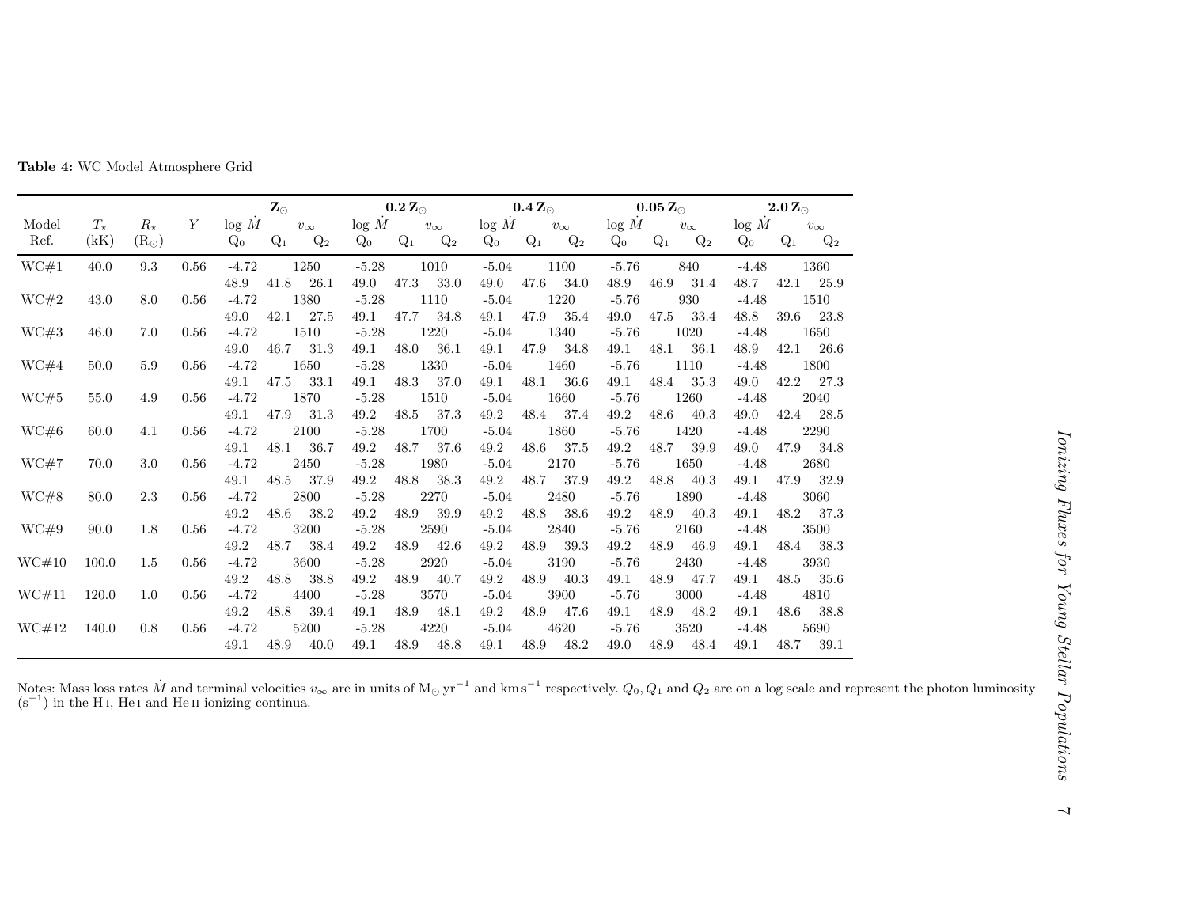**Table 4:** WC Model Atmosphere Grid

| Model | $T_\star$ | $R_\star$ | $Y$ | **$Z_\odot$** | | | **$0.2\,Z_\odot$** | | | **$0.4\,Z_\odot$** | | | **$0.05\,Z_\odot$** | | | **$2.0\,Z_\odot$** | | |
|---|---|---|---|---|---|---|---|---|---|---|---|---|---|---|---|---|---|---|
| | | | | $\log \dot{M}$ | | $v_\infty$ | $\log \dot{M}$ | | $v_\infty$ | $\log \dot{M}$ | | $v_\infty$ | $\log \dot{M}$ | | $v_\infty$ | $\log \dot{M}$ | | $v_\infty$ |
| Ref. | (kK) | ($R_\odot$) | | $Q_0$ | $Q_1$ | $Q_2$ | $Q_0$ | $Q_1$ | $Q_2$ | $Q_0$ | $Q_1$ | $Q_2$ | $Q_0$ | $Q_1$ | $Q_2$ | $Q_0$ | $Q_1$ | $Q_2$ |
| WC#1 | 40.0 | 9.3 | 0.56 | -4.72 | | 1250 | -5.28 | | 1010 | -5.04 | | 1100 | -5.76 | | 840 | -4.48 | | 1360 |
| | | | | 48.9 | 41.8 | 26.1 | 49.0 | 47.3 | 33.0 | 49.0 | 47.6 | 34.0 | 48.9 | 46.9 | 31.4 | 48.7 | 42.1 | 25.9 |
| WC#2 | 43.0 | 8.0 | 0.56 | -4.72 | | 1380 | -5.28 | | 1110 | -5.04 | | 1220 | -5.76 | | 930 | -4.48 | | 1510 |
| | | | | 49.0 | 42.1 | 27.5 | 49.1 | 47.7 | 34.8 | 49.1 | 47.9 | 35.4 | 49.0 | 47.5 | 33.4 | 48.8 | 39.6 | 23.8 |
| WC#3 | 46.0 | 7.0 | 0.56 | -4.72 | | 1510 | -5.28 | | 1220 | -5.04 | | 1340 | -5.76 | | 1020 | -4.48 | | 1650 |
| | | | | 49.0 | 46.7 | 31.3 | 49.1 | 48.0 | 36.1 | 49.1 | 47.9 | 34.8 | 49.1 | 48.1 | 36.1 | 48.9 | 42.1 | 26.6 |
| WC#4 | 50.0 | 5.9 | 0.56 | -4.72 | | 1650 | -5.28 | | 1330 | -5.04 | | 1460 | -5.76 | | 1110 | -4.48 | | 1800 |
| | | | | 49.1 | 47.5 | 33.1 | 49.1 | 48.3 | 37.0 | 49.1 | 48.1 | 36.6 | 49.1 | 48.4 | 35.3 | 49.0 | 42.2 | 27.3 |
| WC#5 | 55.0 | 4.9 | 0.56 | -4.72 | | 1870 | -5.28 | | 1510 | -5.04 | | 1660 | -5.76 | | 1260 | -4.48 | | 2040 |
| | | | | 49.1 | 47.9 | 31.3 | 49.2 | 48.5 | 37.3 | 49.2 | 48.4 | 37.4 | 49.2 | 48.6 | 40.3 | 49.0 | 42.4 | 28.5 |
| WC#6 | 60.0 | 4.1 | 0.56 | -4.72 | | 2100 | -5.28 | | 1700 | -5.04 | | 1860 | -5.76 | | 1420 | -4.48 | | 2290 |
| | | | | 49.1 | 48.1 | 36.7 | 49.2 | 48.7 | 37.6 | 49.2 | 48.6 | 37.5 | 49.2 | 48.7 | 39.9 | 49.0 | 47.9 | 34.8 |
| WC#7 | 70.0 | 3.0 | 0.56 | -4.72 | | 2450 | -5.28 | | 1980 | -5.04 | | 2170 | -5.76 | | 1650 | -4.48 | | 2680 |
| | | | | 49.1 | 48.5 | 37.9 | 49.2 | 48.8 | 38.3 | 49.2 | 48.7 | 37.9 | 49.2 | 48.8 | 40.3 | 49.1 | 47.9 | 32.9 |
| WC#8 | 80.0 | 2.3 | 0.56 | -4.72 | | 2800 | -5.28 | | 2270 | -5.04 | | 2480 | -5.76 | | 1890 | -4.48 | | 3060 |
| | | | | 49.2 | 48.6 | 38.2 | 49.2 | 48.9 | 39.9 | 49.2 | 48.8 | 38.6 | 49.2 | 48.9 | 40.3 | 49.1 | 48.2 | 37.3 |
| WC#9 | 90.0 | 1.8 | 0.56 | -4.72 | | 3200 | -5.28 | | 2590 | -5.04 | | 2840 | -5.76 | | 2160 | -4.48 | | 3500 |
| | | | | 49.2 | 48.7 | 38.4 | 49.2 | 48.9 | 42.6 | 49.2 | 48.9 | 39.3 | 49.2 | 48.9 | 46.9 | 49.1 | 48.4 | 38.3 |
| WC#10 | 100.0 | 1.5 | 0.56 | -4.72 | | 3600 | -5.28 | | 2920 | -5.04 | | 3190 | -5.76 | | 2430 | -4.48 | | 3930 |
| | | | | 49.2 | 48.8 | 38.8 | 49.2 | 48.9 | 40.7 | 49.2 | 48.9 | 40.3 | 49.1 | 48.9 | 47.7 | 49.1 | 48.5 | 35.6 |
| WC#11 | 120.0 | 1.0 | 0.56 | -4.72 | | 4400 | -5.28 | | 3570 | -5.04 | | 3900 | -5.76 | | 3000 | -4.48 | | 4810 |
| | | | | 49.2 | 48.8 | 39.4 | 49.1 | 48.9 | 48.1 | 49.2 | 48.9 | 47.6 | 49.1 | 48.9 | 48.2 | 49.1 | 48.6 | 38.8 |
| WC#12 | 140.0 | 0.8 | 0.56 | -4.72 | | 5200 | -5.28 | | 4220 | -5.04 | | 4620 | -5.76 | | 3520 | -4.48 | | 5690 |
| | | | | 49.1 | 48.9 | 40.0 | 49.1 | 48.9 | 48.8 | 49.1 | 48.9 | 48.2 | 49.0 | 48.9 | 48.4 | 49.1 | 48.7 | 39.1 |

Notes: Mass loss rates $\dot{M}$ and terminal velocities $v_\infty$ are in units of $M_\odot\,yr^{-1}$ and $km\,s^{-1}$ respectively. $Q_0, Q_1$ and $Q_2$ are on a log scale and represent the photon luminosity ($s^{-1}$) in the H I, He I and He II ionizing continua.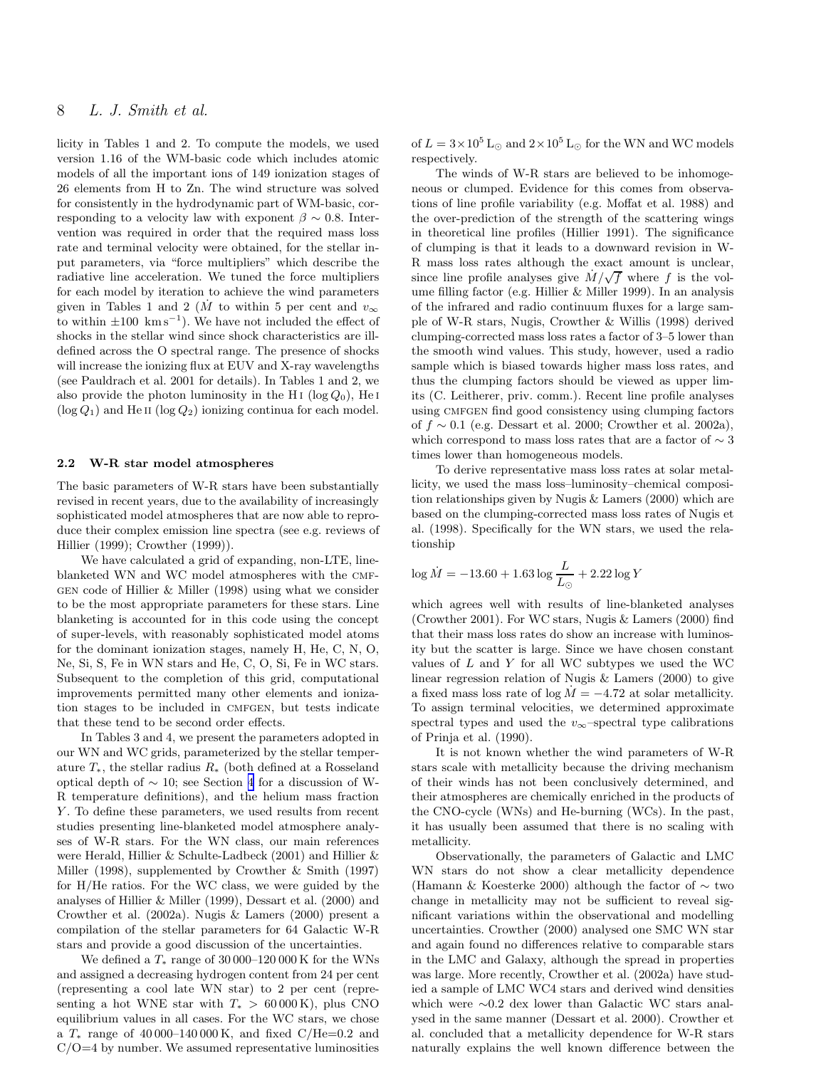licity in Tables 1 and 2. To compute the models, we used version 1.16 of the WM-basic code which includes atomic models of all the important ions of 149 ionization stages of 26 elements from H to Zn. The wind structure was solved for consistently in the hydrodynamic part of WM-basic, corresponding to a velocity law with exponent $\beta \sim 0.8$. Intervention was required in order that the required mass loss rate and terminal velocity were obtained, for the stellar input parameters, via "force multipliers" which describe the radiative line acceleration. We tuned the force multipliers for each model by iteration to achieve the wind parameters given in Tables 1 and 2 ($\dot{M}$ to within 5 per cent and $v_\infty$ to within $\pm100$ km s$^{-1}$). We have not included the effect of shocks in the stellar wind since shock characteristics are ill-defined across the O spectral range. The presence of shocks will increase the ionizing flux at EUV and X-ray wavelengths (see Pauldrach et al. 2001 for details). In Tables 1 and 2, we also provide the photon luminosity in the H I ($\log Q_0$), He I ($\log Q_1$) and He II ($\log Q_2$) ionizing continua for each model.

## 2.2 W-R star model atmospheres

The basic parameters of W-R stars have been substantially revised in recent years, due to the availability of increasingly sophisticated model atmospheres that are now able to reproduce their complex emission line spectra (see e.g. reviews of Hillier (1999); Crowther (1999)).

We have calculated a grid of expanding, non-LTE, line-blanketed WN and WC model atmospheres with the CMFGEN code of Hillier & Miller (1998) using what we consider to be the most appropriate parameters for these stars. Line blanketing is accounted for in this code using the concept of super-levels, with reasonably sophisticated model atoms for the dominant ionization stages, namely H, He, C, N, O, Ne, Si, S, Fe in WN stars and He, C, O, Si, Fe in WC stars. Subsequent to the completion of this grid, computational improvements permitted many other elements and ionization stages to be included in CMFGEN, but tests indicate that these tend to be second order effects.

In Tables 3 and 4, we present the parameters adopted in our WN and WC grids, parameterized by the stellar temperature $T_*$, the stellar radius $R_*$ (both defined at a Rosseland optical depth of $\sim 10$; see Section 4 for a discussion of W-R temperature definitions), and the helium mass fraction $Y$. To define these parameters, we used results from recent studies presenting line-blanketed model atmosphere analyses of W-R stars. For the WN class, our main references were Herald, Hillier & Schulte-Ladbeck (2001) and Hillier & Miller (1998), supplemented by Crowther & Smith (1997) for H/He ratios. For the WC class, we were guided by the analyses of Hillier & Miller (1999), Dessart et al. (2000) and Crowther et al. (2002a). Nugis & Lamers (2000) present a compilation of the stellar parameters for 64 Galactic W-R stars and provide a good discussion of the uncertainties.

We defined a $T_*$ range of 30 000–120 000 K for the WNs and assigned a decreasing hydrogen content from 24 per cent (representing a cool late WN star) to 2 per cent (representing a hot WNE star with $T_* > 60\,000$ K), plus CNO equilibrium values in all cases. For the WC stars, we chose a $T_*$ range of 40 000–140 000 K, and fixed C/He=0.2 and C/O=4 by number. We assumed representative luminosities of $L = 3\times10^5\,\mathrm{L}_\odot$ and $2\times10^5\,\mathrm{L}_\odot$ for the WN and WC models respectively.

The winds of W-R stars are believed to be inhomogeneous or clumped. Evidence for this comes from observations of line profile variability (e.g. Moffat et al. 1988) and the over-prediction of the strength of the scattering wings in theoretical line profiles (Hillier 1991). The significance of clumping is that it leads to a downward revision in W-R mass loss rates although the exact amount is unclear, since line profile analyses give $\dot{M}/\sqrt{f}$ where $f$ is the volume filling factor (e.g. Hillier & Miller 1999). In an analysis of the infrared and radio continuum fluxes for a large sample of W-R stars, Nugis, Crowther & Willis (1998) derived clumping-corrected mass loss rates a factor of 3–5 lower than the smooth wind values. This study, however, used a radio sample which is biased towards higher mass loss rates, and thus the clumping factors should be viewed as upper limits (C. Leitherer, priv. comm.). Recent line profile analyses using CMFGEN find good consistency using clumping factors of $f \sim 0.1$ (e.g. Dessart et al. 2000; Crowther et al. 2002a), which correspond to mass loss rates that are a factor of $\sim 3$ times lower than homogeneous models.

To derive representative mass loss rates at solar metallicity, we used the mass loss–luminosity–chemical composition relationships given by Nugis & Lamers (2000) which are based on the clumping-corrected mass loss rates of Nugis et al. (1998). Specifically for the WN stars, we used the relationship

$$\log \dot{M} = -13.60 + 1.63 \log \frac{L}{L_\odot} + 2.22 \log Y$$

which agrees well with results of line-blanketed analyses (Crowther 2001). For WC stars, Nugis & Lamers (2000) find that their mass loss rates do show an increase with luminosity but the scatter is large. Since we have chosen constant values of $L$ and $Y$ for all WC subtypes we used the WC linear regression relation of Nugis & Lamers (2000) to give a fixed mass loss rate of $\log \dot{M} = -4.72$ at solar metallicity. To assign terminal velocities, we determined approximate spectral types and used the $v_\infty$–spectral type calibrations of Prinja et al. (1990).

It is not known whether the wind parameters of W-R stars scale with metallicity because the driving mechanism of their winds has not been conclusively determined, and their atmospheres are chemically enriched in the products of the CNO-cycle (WNs) and He-burning (WCs). In the past, it has usually been assumed that there is no scaling with metallicity.

Observationally, the parameters of Galactic and LMC WN stars do not show a clear metallicity dependence (Hamann & Koesterke 2000) although the factor of $\sim$ two change in metallicity may not be sufficient to reveal significant variations within the observational and modelling uncertainties. Crowther (2000) analysed one SMC WN star and again found no differences relative to comparable stars in the LMC and Galaxy, although the spread in properties was large. More recently, Crowther et al. (2002a) have studied a sample of LMC WC4 stars and derived wind densities which were $\sim$0.2 dex lower than Galactic WC stars analysed in the same manner (Dessart et al. 2000). Crowther et al. concluded that a metallicity dependence for W-R stars naturally explains the well known difference between the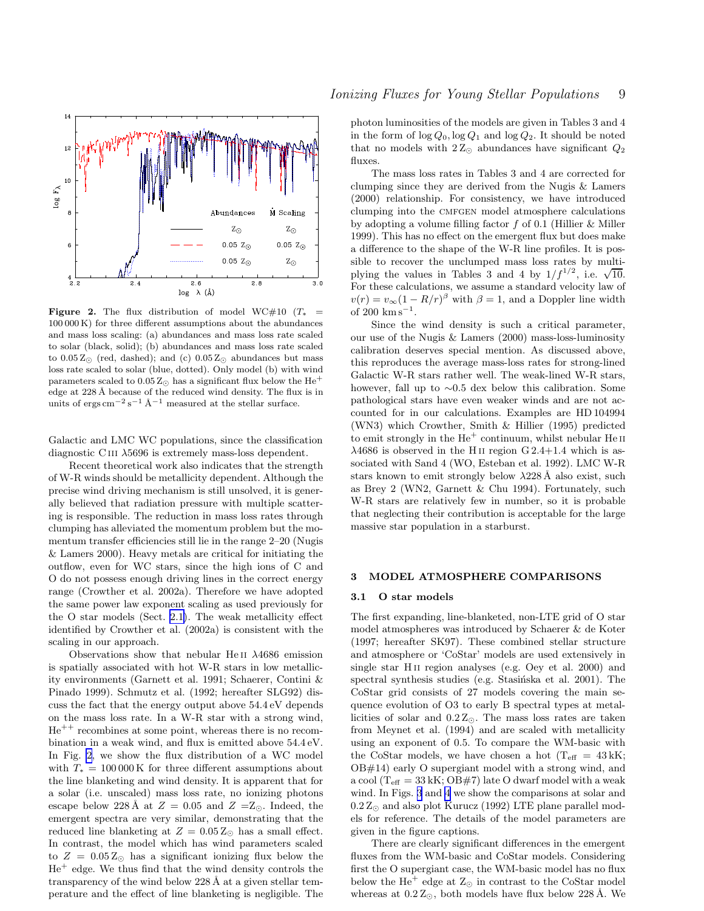**Figure 2.** The flux distribution of model WC#10 ($T_* = 100\,000$ K) for three different assumptions about the abundances and mass loss scaling: (a) abundances and mass loss rate scaled to solar (black, solid); (b) abundances and mass loss rate scaled to $0.05\,Z_\odot$ (red, dashed); and (c) $0.05\,Z_\odot$ abundances but mass loss rate scaled to solar (blue, dotted). Only model (b) with wind parameters scaled to $0.05\,Z_\odot$ has a significant flux below the $He^+$ edge at 228 Å because of the reduced wind density. The flux is in units of ergs $cm^{-2}\,s^{-1}$ Å$^{-1}$ measured at the stellar surface.

Galactic and LMC WC populations, since the classification diagnostic C III λ5696 is extremely mass-loss dependent.

Recent theoretical work also indicates that the strength of W-R winds should be metallicity dependent. Although the precise wind driving mechanism is still unsolved, it is generally believed that radiation pressure with multiple scattering is responsible. The reduction in mass loss rates through clumping has alleviated the momentum problem but the momentum transfer efficiencies still lie in the range 2–20 (Nugis & Lamers 2000). Heavy metals are critical for initiating the outflow, even for WC stars, since the high ions of C and O do not possess enough driving lines in the correct energy range (Crowther et al. 2002a). Therefore we have adopted the same power law exponent scaling as used previously for the O star models (Sect. 2.1). The weak metallicity effect identified by Crowther et al. (2002a) is consistent with the scaling in our approach.

Observations show that nebular He II λ4686 emission is spatially associated with hot W-R stars in low metallicity environments (Garnett et al. 1991; Schaerer, Contini & Pinado 1999). Schmutz et al. (1992; hereafter SLG92) discuss the fact that the energy output above 54.4 eV depends on the mass loss rate. In a W-R star with a strong wind, $He^{++}$ recombines at some point, whereas there is no recombination in a weak wind, and flux is emitted above 54.4 eV. In Fig. 2, we show the flux distribution of a WC model with $T_* = 100\,000$ K for three different assumptions about the line blanketing and wind density. It is apparent that for a solar (i.e. unscaled) mass loss rate, no ionizing photons escape below 228 Å at $Z = 0.05$ and $Z = Z_\odot$. Indeed, the emergent spectra are very similar, demonstrating that the reduced line blanketing at $Z = 0.05\,Z_\odot$ has a small effect. In contrast, the model which has wind parameters scaled to $Z = 0.05\,Z_\odot$ has a significant ionizing flux below the $He^+$ edge. We thus find that the wind density controls the transparency of the wind below 228 Å at a given stellar temperature and the effect of line blanketing is negligible. The photon luminosities of the models are given in Tables 3 and 4 in the form of $\log Q_0, \log Q_1$ and $\log Q_2$. It should be noted that no models with $2\,Z_\odot$ abundances have significant $Q_2$ fluxes.

The mass loss rates in Tables 3 and 4 are corrected for clumping since they are derived from the Nugis & Lamers (2000) relationship. For consistency, we have introduced clumping into the CMFGEN model atmosphere calculations by adopting a volume filling factor $f$ of 0.1 (Hillier & Miller 1999). This has no effect on the emergent flux but does make a difference to the shape of the W-R line profiles. It is possible to recover the unclumped mass loss rates by multiplying the values in Tables 3 and 4 by $1/f^{1/2}$, i.e. $\sqrt{10}$. For these calculations, we assume a standard velocity law of $v(r) = v_\infty(1 - R/r)^\beta$ with $\beta = 1$, and a Doppler line width of 200 km $s^{-1}$.

Since the wind density is such a critical parameter, our use of the Nugis & Lamers (2000) mass-loss-luminosity calibration deserves special mention. As discussed above, this reproduces the average mass-loss rates for strong-lined Galactic W-R stars rather well. The weak-lined W-R stars, however, fall up to ∼0.5 dex below this calibration. Some pathological stars have even weaker winds and are not accounted for in our calculations. Examples are HD 104994 (WN3) which Crowther, Smith & Hillier (1995) predicted to emit strongly in the $He^+$ continuum, whilst nebular He II λ4686 is observed in the H II region G 2.4+1.4 which is associated with Sand 4 (WO, Esteban et al. 1992). LMC W-R stars known to emit strongly below λ228 Å also exist, such as Brey 2 (WN2, Garnett & Chu 1994). Fortunately, such W-R stars are relatively few in number, so it is probable that neglecting their contribution is acceptable for the large massive star population in a starburst.

## 3 MODEL ATMOSPHERE COMPARISONS

### 3.1 O star models

The first expanding, line-blanketed, non-LTE grid of O star model atmospheres was introduced by Schaerer & de Koter (1997; hereafter SK97). These combined stellar structure and atmosphere or 'CoStar' models are used extensively in single star H II region analyses (e.g. Oey et al. 2000) and spectral synthesis studies (e.g. Stasińska et al. 2001). The CoStar grid consists of 27 models covering the main sequence evolution of O3 to early B spectral types at metallicities of solar and $0.2\,Z_\odot$. The mass loss rates are taken from Meynet et al. (1994) and are scaled with metallicity using an exponent of 0.5. To compare the WM-basic with the CoStar models, we have chosen a hot ($T_{\rm eff} = 43$ kK; OB#14) early O supergiant model with a strong wind, and a cool ($T_{\rm eff} = 33$ kK; OB#7) late O dwarf model with a weak wind. In Figs. 3 and 4 we show the comparisons at solar and $0.2\,Z_\odot$ and also plot Kurucz (1992) LTE plane parallel models for reference. The details of the model parameters are given in the figure captions.

There are clearly significant differences in the emergent fluxes from the WM-basic and CoStar models. Considering first the O supergiant case, the WM-basic model has no flux below the $He^+$ edge at $Z_\odot$ in contrast to the CoStar model whereas at $0.2\,Z_\odot$, both models have flux below 228 Å. We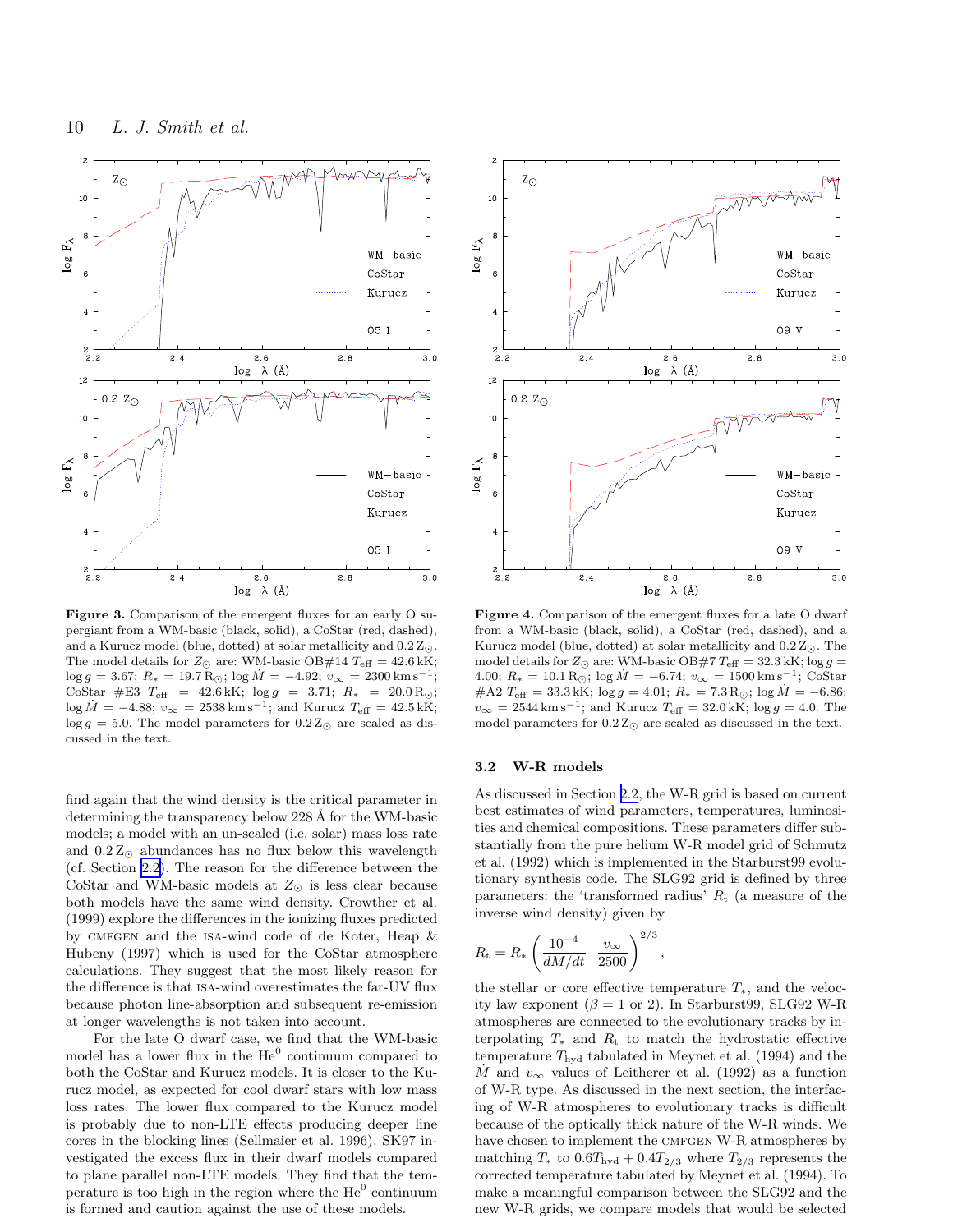**Figure 3.** Comparison of the emergent fluxes for an early O supergiant from a WM-basic (black, solid), a CoStar (red, dashed), and a Kurucz model (blue, dotted) at solar metallicity and $0.2\,Z_\odot$. The model details for $Z_\odot$ are: WM-basic OB#14 $T_{\rm eff} = 42.6\,$kK; $\log g = 3.67$; $R_* = 19.7\,R_\odot$; $\log \dot{M} = -4.92$; $v_\infty = 2300\,{\rm km\,s^{-1}}$; CoStar #E3 $T_{\rm eff} = 42.6\,$kK; $\log g = 3.71$; $R_* = 20.0\,R_\odot$; $\log \dot{M} = -4.88$; $v_\infty = 2538\,{\rm km\,s^{-1}}$; and Kurucz $T_{\rm eff} = 42.5\,$kK; $\log g = 5.0$. The model parameters for $0.2\,Z_\odot$ are scaled as discussed in the text.

**Figure 4.** Comparison of the emergent fluxes for a late O dwarf from a WM-basic (black, solid), a CoStar (red, dashed), and a Kurucz model (blue, dotted) at solar metallicity and $0.2\,Z_\odot$. The model details for $Z_\odot$ are: WM-basic OB#7 $T_{\rm eff} = 32.3\,$kK; $\log g = 4.00$; $R_* = 10.1\,R_\odot$; $\log \dot{M} = -6.74$; $v_\infty = 1500\,{\rm km\,s^{-1}}$; CoStar #A2 $T_{\rm eff} = 33.3\,$kK; $\log g = 4.01$; $R_* = 7.3\,R_\odot$; $\log \dot{M} = -6.86$; $v_\infty = 2544\,{\rm km\,s^{-1}}$; and Kurucz $T_{\rm eff} = 32.0\,$kK; $\log g = 4.0$. The model parameters for $0.2\,Z_\odot$ are scaled as discussed in the text.

find again that the wind density is the critical parameter in determining the transparency below 228 Å for the WM-basic models; a model with an un-scaled (i.e. solar) mass loss rate and $0.2\,Z_\odot$ abundances has no flux below this wavelength (cf. Section 2.2). The reason for the difference between the CoStar and WM-basic models at $Z_\odot$ is less clear because both models have the same wind density. Crowther et al. (1999) explore the differences in the ionizing fluxes predicted by CMFGEN and the ISA-wind code of de Koter, Heap & Hubeny (1997) which is used for the CoStar atmosphere calculations. They suggest that the most likely reason for the difference is that ISA-wind overestimates the far-UV flux because photon line-absorption and subsequent re-emission at longer wavelengths is not taken into account.

For the late O dwarf case, we find that the WM-basic model has a lower flux in the $\rm He^0$ continuum compared to both the CoStar and Kurucz models. It is closer to the Kurucz model, as expected for cool dwarf stars with low mass loss rates. The lower flux compared to the Kurucz model is probably due to non-LTE effects producing deeper line cores in the blocking lines (Sellmaier et al. 1996). SK97 investigated the excess flux in their dwarf models compared to plane parallel non-LTE models. They find that the temperature is too high in the region where the $\rm He^0$ continuum is formed and caution against the use of these models.

### 3.2 W-R models

As discussed in Section 2.2, the W-R grid is based on current best estimates of wind parameters, temperatures, luminosities and chemical compositions. These parameters differ substantially from the pure helium W-R model grid of Schmutz et al. (1992) which is implemented in the Starburst99 evolutionary synthesis code. The SLG92 grid is defined by three parameters: the 'transformed radius' $R_{\rm t}$ (a measure of the inverse wind density) given by

$$R_{\rm t} = R_* \left( \frac{10^{-4}}{dM/dt} \; \frac{v_\infty}{2500} \right)^{2/3},$$

the stellar or core effective temperature $T_*$, and the velocity law exponent ($\beta = 1$ or 2). In Starburst99, SLG92 W-R atmospheres are connected to the evolutionary tracks by interpolating $T_*$ and $R_{\rm t}$ to match the hydrostatic effective temperature $T_{\rm hyd}$ tabulated in Meynet et al. (1994) and the $\dot{M}$ and $v_\infty$ values of Leitherer et al. (1992) as a function of W-R type. As discussed in the next section, the interfacing of W-R atmospheres to evolutionary tracks is difficult because of the optically thick nature of the W-R winds. We have chosen to implement the CMFGEN W-R atmospheres by matching $T_*$ to $0.6 T_{\rm hyd} + 0.4 T_{2/3}$ where $T_{2/3}$ represents the corrected temperature tabulated by Meynet et al. (1994). To make a meaningful comparison between the SLG92 and the new W-R grids, we compare models that would be selected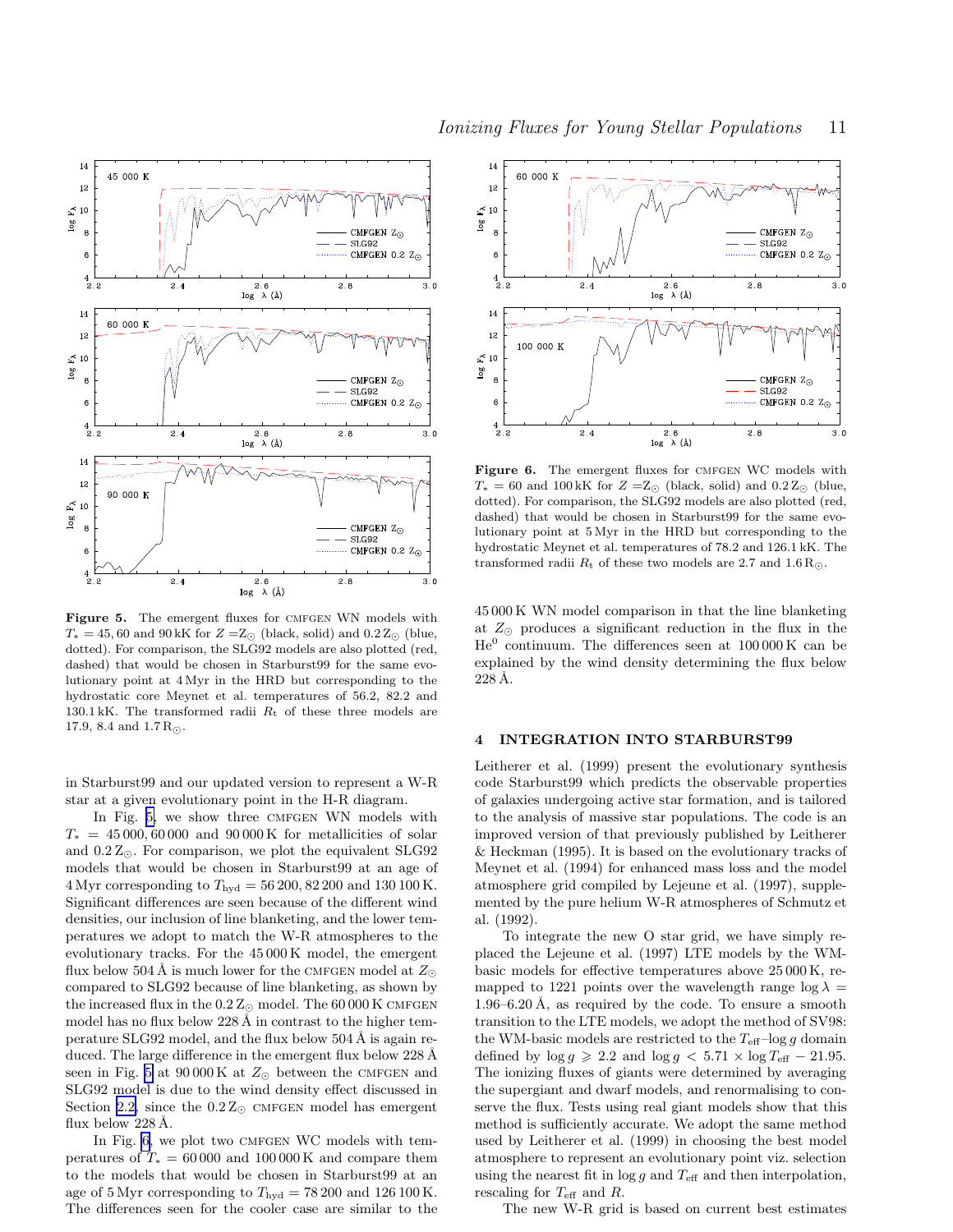**Figure 5.** The emergent fluxes for CMFGEN WN models with $T_* = 45, 60$ and $90$ kK for $Z = Z_\odot$ (black, solid) and $0.2\,Z_\odot$ (blue, dotted). For comparison, the SLG92 models are also plotted (red, dashed) that would be chosen in Starburst99 for the same evolutionary point at 4 Myr in the HRD but corresponding to the hydrostatic core Meynet et al. temperatures of 56.2, 82.2 and 130.1 kK. The transformed radii $R_{\rm t}$ of these three models are 17.9, 8.4 and 1.7 $R_\odot$.

**Figure 6.** The emergent fluxes for CMFGEN WC models with $T_* = 60$ and $100$ kK for $Z = Z_\odot$ (black, solid) and $0.2\,Z_\odot$ (blue, dotted). For comparison, the SLG92 models are also plotted (red, dashed) that would be chosen in Starburst99 for the same evolutionary point at 5 Myr in the HRD but corresponding to the hydrostatic Meynet et al. temperatures of 78.2 and 126.1 kK. The transformed radii $R_{\rm t}$ of these two models are 2.7 and 1.6 $R_\odot$.

in Starburst99 and our updated version to represent a W-R star at a given evolutionary point in the H-R diagram.

In Fig. 5, we show three CMFGEN WN models with $T_* = 45\,000, 60\,000$ and $90\,000$ K for metallicities of solar and $0.2\,Z_\odot$. For comparison, we plot the equivalent SLG92 models that would be chosen in Starburst99 at an age of 4 Myr corresponding to $T_{\rm hyd} = 56\,200, 82\,200$ and $130\,100$ K. Significant differences are seen because of the different wind densities, our inclusion of line blanketing, and the lower temperatures we adopt to match the W-R atmospheres to the evolutionary tracks. For the 45 000 K model, the emergent flux below 504 Å is much lower for the CMFGEN model at $Z_\odot$ compared to SLG92 because of line blanketing, as shown by the increased flux in the $0.2\,Z_\odot$ model. The 60 000 K CMFGEN model has no flux below 228 Å in contrast to the higher temperature SLG92 model, and the flux below 504 Å is again reduced. The large difference in the emergent flux below 228 Å seen in Fig. 5 at 90 000 K at $Z_\odot$ between the CMFGEN and SLG92 model is due to the wind density effect discussed in Section 2.2, since the $0.2\,Z_\odot$ CMFGEN model has emergent flux below 228 Å.

In Fig. 6, we plot two CMFGEN WC models with temperatures of $T_* = 60\,000$ and $100\,000$ K and compare them to the models that would be chosen in Starburst99 at an age of 5 Myr corresponding to $T_{\rm hyd} = 78\,200$ and $126\,100$ K. The differences seen for the cooler case are similar to the 45 000 K WN model comparison in that the line blanketing at $Z_\odot$ produces a significant reduction in the flux in the $He^0$ continuum. The differences seen at 100 000 K can be explained by the wind density determining the flux below 228 Å.

## 4 INTEGRATION INTO STARBURST99

Leitherer et al. (1999) present the evolutionary synthesis code Starburst99 which predicts the observable properties of galaxies undergoing active star formation, and is tailored to the analysis of massive star populations. The code is an improved version of that previously published by Leitherer & Heckman (1995). It is based on the evolutionary tracks of Meynet et al. (1994) for enhanced mass loss and the model atmosphere grid compiled by Lejeune et al. (1997), supplemented by the pure helium W-R atmospheres of Schmutz et al. (1992).

To integrate the new O star grid, we have simply replaced the Lejeune et al. (1997) LTE models by the WM-basic models for effective temperatures above 25 000 K, remapped to 1221 points over the wavelength range $\log \lambda = 1.96$–$6.20$ Å, as required by the code. To ensure a smooth transition to the LTE models, we adopt the method of SV98: the WM-basic models are restricted to the $T_{\rm eff}$–$\log g$ domain defined by $\log g \geqslant 2.2$ and $\log g < 5.71 \times \log T_{\rm eff} - 21.95$. The ionizing fluxes of giants were determined by averaging the supergiant and dwarf models, and renormalising to conserve the flux. Tests using real giant models show that this method is sufficiently accurate. We adopt the same method used by Leitherer et al. (1999) in choosing the best model atmosphere to represent an evolutionary point viz. selection using the nearest fit in $\log g$ and $T_{\rm eff}$ and then interpolation, rescaling for $T_{\rm eff}$ and $R$.

The new W-R grid is based on current best estimates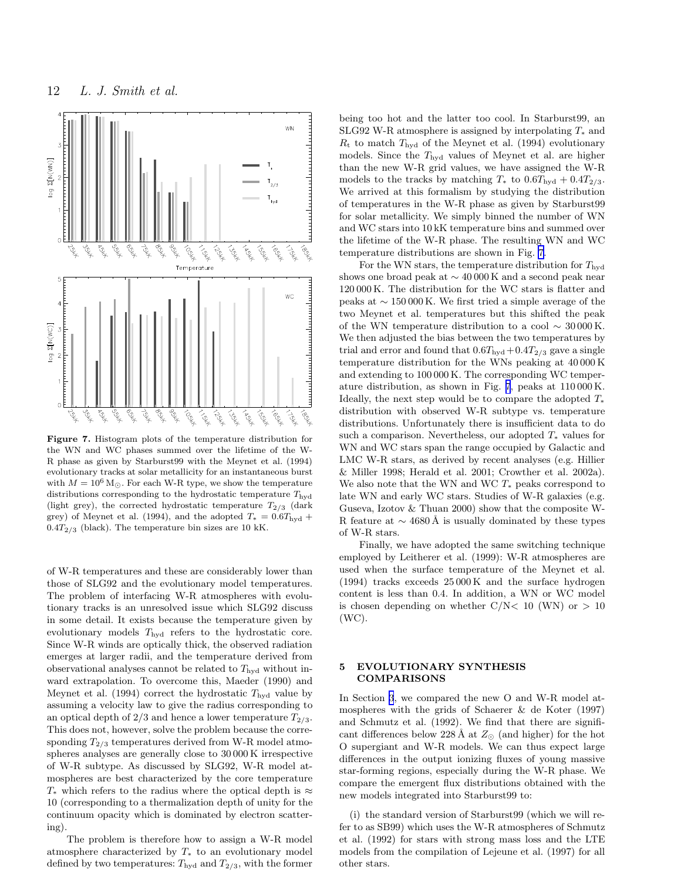**Figure 7.** Histogram plots of the temperature distribution for the WN and WC phases summed over the lifetime of the W-R phase as given by Starburst99 with the Meynet et al. (1994) evolutionary tracks at solar metallicity for an instantaneous burst with $M = 10^6\,\mathrm{M}_\odot$. For each W-R type, we show the temperature distributions corresponding to the hydrostatic temperature $T_{\rm hyd}$ (light grey), the corrected hydrostatic temperature $T_{2/3}$ (dark grey) of Meynet et al. (1994), and the adopted $T_* = 0.6T_{\rm hyd} + 0.4T_{2/3}$ (black). The temperature bin sizes are 10 kK.

of W-R temperatures and these are considerably lower than those of SLG92 and the evolutionary model temperatures. The problem of interfacing W-R atmospheres with evolutionary tracks is an unresolved issue which SLG92 discuss in some detail. It exists because the temperature given by evolutionary models $T_{\rm hyd}$ refers to the hydrostatic core. Since W-R winds are optically thick, the observed radiation emerges at larger radii, and the temperature derived from observational analyses cannot be related to $T_{\rm hyd}$ without inward extrapolation. To overcome this, Maeder (1990) and Meynet et al. (1994) correct the hydrostatic $T_{\rm hyd}$ value by assuming a velocity law to give the radius corresponding to an optical depth of 2/3 and hence a lower temperature $T_{2/3}$. This does not, however, solve the problem because the corresponding $T_{2/3}$ temperatures derived from W-R model atmospheres analyses are generally close to 30 000 K irrespective of W-R subtype. As discussed by SLG92, W-R model atmospheres are best characterized by the core temperature $T_*$ which refers to the radius where the optical depth is $\approx 10$ (corresponding to a thermalization depth of unity for the continuum opacity which is dominated by electron scattering).

The problem is therefore how to assign a W-R model atmosphere characterized by $T_*$ to an evolutionary model defined by two temperatures: $T_{\rm hyd}$ and $T_{2/3}$, with the former being too hot and the latter too cool. In Starburst99, an SLG92 W-R atmosphere is assigned by interpolating $T_*$ and $R_{\rm t}$ to match $T_{\rm hyd}$ of the Meynet et al. (1994) evolutionary models. Since the $T_{\rm hyd}$ values of Meynet et al. are higher than the new W-R grid values, we have assigned the W-R models to the tracks by matching $T_*$ to $0.6T_{\rm hyd} + 0.4T_{2/3}$. We arrived at this formalism by studying the distribution of temperatures in the W-R phase as given by Starburst99 for solar metallicity. We simply binned the number of WN and WC stars into 10 kK temperature bins and summed over the lifetime of the W-R phase. The resulting WN and WC temperature distributions are shown in Fig. 7.

For the WN stars, the temperature distribution for $T_{\rm hyd}$ shows one broad peak at $\sim 40\,000$ K and a second peak near 120 000 K. The distribution for the WC stars is flatter and peaks at $\sim 150\,000$ K. We first tried a simple average of the two Meynet et al. temperatures but this shifted the peak of the WN temperature distribution to a cool $\sim 30\,000$ K. We then adjusted the bias between the two temperatures by trial and error and found that $0.6T_{\rm hyd} + 0.4T_{2/3}$ gave a single temperature distribution for the WNs peaking at 40 000 K and extending to 100 000 K. The corresponding WC temperature distribution, as shown in Fig. 7, peaks at 110 000 K. Ideally, the next step would be to compare the adopted $T_*$ distribution with observed W-R subtype vs. temperature distributions. Unfortunately there is insufficient data to do such a comparison. Nevertheless, our adopted $T_*$ values for WN and WC stars span the range occupied by Galactic and LMC W-R stars, as derived by recent analyses (e.g. Hillier & Miller 1998; Herald et al. 2001; Crowther et al. 2002a). We also note that the WN and WC $T_*$ peaks correspond to late WN and early WC stars. Studies of W-R galaxies (e.g. Guseva, Izotov & Thuan 2000) show that the composite W-R feature at $\sim 4680$ Å is usually dominated by these types of W-R stars.

Finally, we have adopted the same switching technique employed by Leitherer et al. (1999): W-R atmospheres are used when the surface temperature of the Meynet et al. (1994) tracks exceeds 25 000 K and the surface hydrogen content is less than 0.4. In addition, a WN or WC model is chosen depending on whether C/N$< 10$ (WN) or $> 10$ (WC).

## 5 EVOLUTIONARY SYNTHESIS COMPARISONS

In Section 3, we compared the new O and W-R model atmospheres with the grids of Schaerer & de Koter (1997) and Schmutz et al. (1992). We find that there are significant differences below 228 Å at $Z_\odot$ (and higher) for the hot O supergiant and W-R models. We can thus expect large differences in the output ionizing fluxes of young massive star-forming regions, especially during the W-R phase. We compare the emergent flux distributions obtained with the new models integrated into Starburst99 to:

(i) the standard version of Starburst99 (which we will refer to as SB99) which uses the W-R atmospheres of Schmutz et al. (1992) for stars with strong mass loss and the LTE models from the compilation of Lejeune et al. (1997) for all other stars.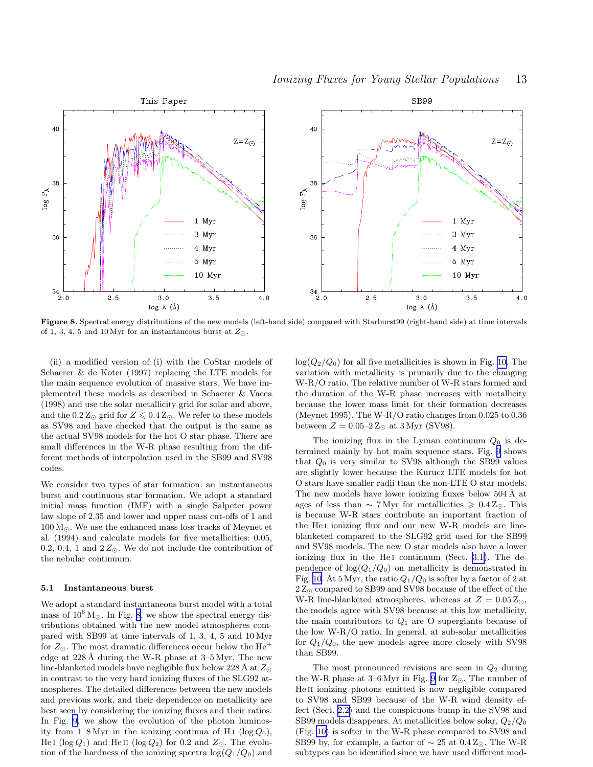**Figure 8.** Spectral energy distributions of the new models (left-hand side) compared with Starburst99 (right-hand side) at time intervals of 1, 3, 4, 5 and 10 Myr for an instantaneous burst at $Z_{\odot}$.

(ii) a modified version of (i) with the CoStar models of Schaerer & de Koter (1997) replacing the LTE models for the main sequence evolution of massive stars. We have implemented these models as described in Schaerer & Vacca (1998) and use the solar metallicity grid for solar and above, and the $0.2\,\mathrm{Z}_{\odot}$ grid for $Z \leqslant 0.4\,\mathrm{Z}_{\odot}$. We refer to these models as SV98 and have checked that the output is the same as the actual SV98 models for the hot O star phase. There are small differences in the W-R phase resulting from the different methods of interpolation used in the SB99 and SV98 codes.

We consider two types of star formation: an instantaneous burst and continuous star formation. We adopt a standard initial mass function (IMF) with a single Salpeter power law slope of 2.35 and lower and upper mass cut-offs of 1 and $100\,\mathrm{M}_{\odot}$. We use the enhanced mass loss tracks of Meynet et al. (1994) and calculate models for five metallicities: 0.05, 0.2, 0.4, 1 and $2\,Z_{\odot}$. We do not include the contribution of the nebular continuum.

### 5.1 Instantaneous burst

We adopt a standard instantaneous burst model with a total mass of $10^{6}\,\mathrm{M}_{\odot}$. In Fig. 8, we show the spectral energy distributions obtained with the new model atmospheres compared with SB99 at time intervals of 1, 3, 4, 5 and 10 Myr for $Z_{\odot}$. The most dramatic differences occur below the $\mathrm{He}^{+}$ edge at 228 Å during the W-R phase at 3–5 Myr. The new line-blanketed models have negligible flux below 228 Å at $Z_{\odot}$ in contrast to the very hard ionizing fluxes of the SLG92 atmospheres. The detailed differences between the new models and previous work, and their dependence on metallicity are best seen by considering the ionizing fluxes and their ratios. In Fig. 9, we show the evolution of the photon luminosity from 1–8 Myr in the ionizing continua of H I ($\log Q_0$), He I ($\log Q_1$) and He II ($\log Q_2$) for 0.2 and $Z_{\odot}$. The evolution of the hardness of the ionizing spectra $\log(Q_1/Q_0)$ and $\log(Q_2/Q_0)$ for all five metallicities is shown in Fig. 10. The variation with metallicity is primarily due to the changing W-R/O ratio. The relative number of W-R stars formed and the duration of the W-R phase increases with metallicity because the lower mass limit for their formation decreases (Meynet 1995). The W-R/O ratio changes from 0.025 to 0.36 between $Z = 0.05$–$2\,\mathrm{Z}_{\odot}$ at 3 Myr (SV98).

The ionizing flux in the Lyman continuum $Q_0$ is determined mainly by hot main sequence stars. Fig. 9 shows that $Q_0$ is very similar to SV98 although the SB99 values are slightly lower because the Kurucz LTE models for hot O stars have smaller radii than the non-LTE O star models. The new models have lower ionizing fluxes below 504 Å at ages of less than $\sim 7$ Myr for metallicities $\geqslant 0.4\,\mathrm{Z}_{\odot}$. This is because W-R stars contribute an important fraction of the He I ionizing flux and our new W-R models are line-blanketed compared to the SLG92 grid used for the SB99 and SV98 models. The new O star models also have a lower ionizing flux in the He I continuum (Sect. 3.1). The dependence of $\log(Q_1/Q_0)$ on metallicity is demonstrated in Fig. 10. At 5 Myr, the ratio $Q_1/Q_0$ is softer by a factor of 2 at $2\,\mathrm{Z}_{\odot}$ compared to SB99 and SV98 because of the effect of the W-R line-blanketed atmospheres, whereas at $Z = 0.05\,\mathrm{Z}_{\odot}$, the models agree with SV98 because at this low metallicity, the main contributors to $Q_1$ are O supergiants because of the low W-R/O ratio. In general, at sub-solar metallicities for $Q_1/Q_0$, the new models agree more closely with SV98 than SB99.

The most pronounced revisions are seen in $Q_2$ during the W-R phase at 3–6 Myr in Fig. 9 for $\mathrm{Z}_{\odot}$. The number of He II ionizing photons emitted is now negligible compared to SV98 and SB99 because of the W-R wind density effect (Sect. 2.2) and the conspicuous bump in the SV98 and SB99 models disappears. At metallicities below solar, $Q_2/Q_0$ (Fig. 10) is softer in the W-R phase compared to SV98 and SB99 by, for example, a factor of $\sim 25$ at $0.4\,\mathrm{Z}_{\odot}$. The W-R subtypes can be identified since we have used different mod-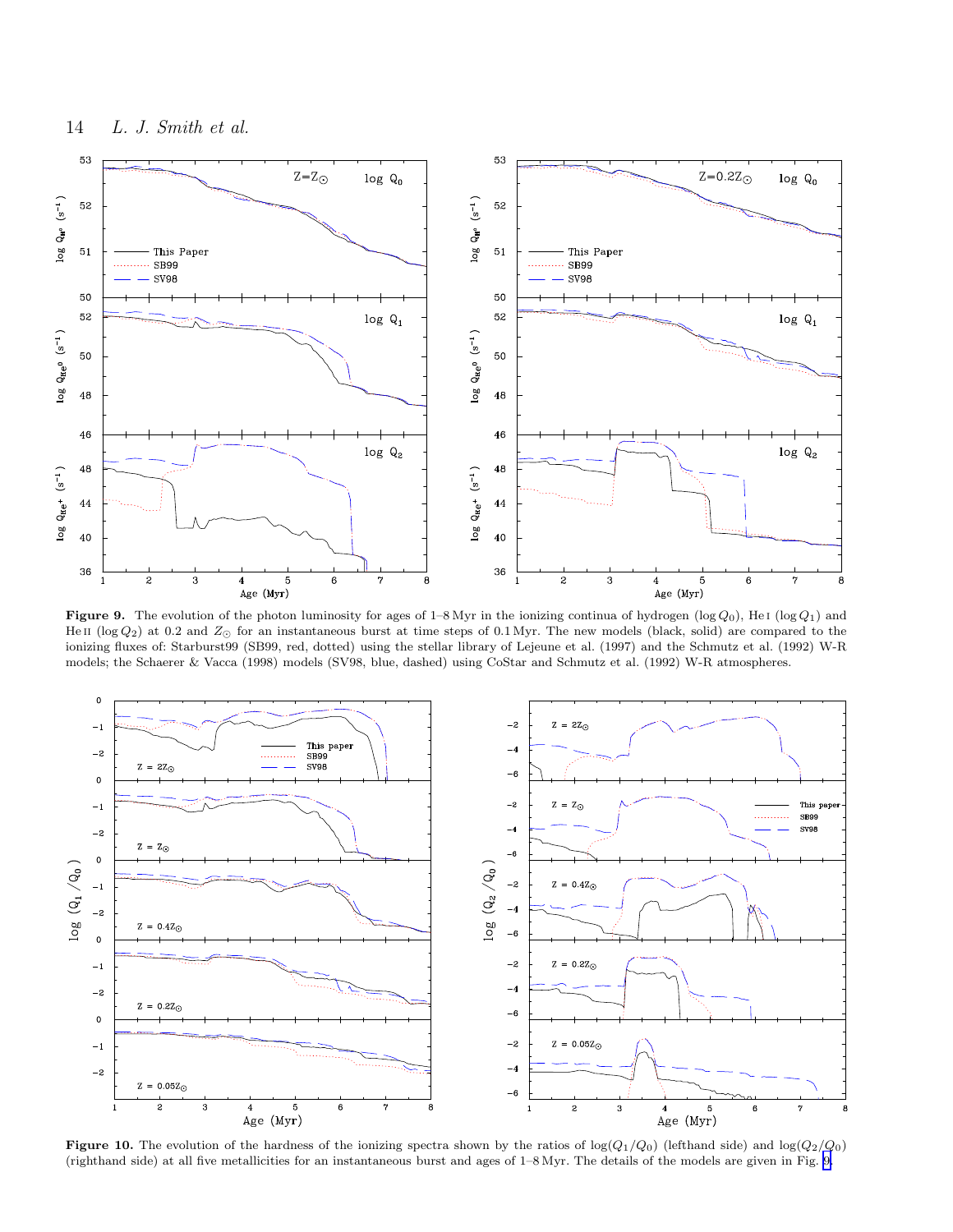**Figure 9.** The evolution of the photon luminosity for ages of 1–8 Myr in the ionizing continua of hydrogen ($\log Q_0$), He I ($\log Q_1$) and He II ($\log Q_2$) at 0.2 and $Z_\odot$ for an instantaneous burst at time steps of 0.1 Myr. The new models (black, solid) are compared to the ionizing fluxes of: Starburst99 (SB99, red, dotted) using the stellar library of Lejeune et al. (1997) and the Schmutz et al. (1992) W-R models; the Schaerer & Vacca (1998) models (SV98, blue, dashed) using CoStar and Schmutz et al. (1992) W-R atmospheres.

**Figure 10.** The evolution of the hardness of the ionizing spectra shown by the ratios of $\log(Q_1/Q_0)$ (lefthand side) and $\log(Q_2/Q_0)$ (righthand side) at all five metallicities for an instantaneous burst and ages of 1–8 Myr. The details of the models are given in Fig. 9.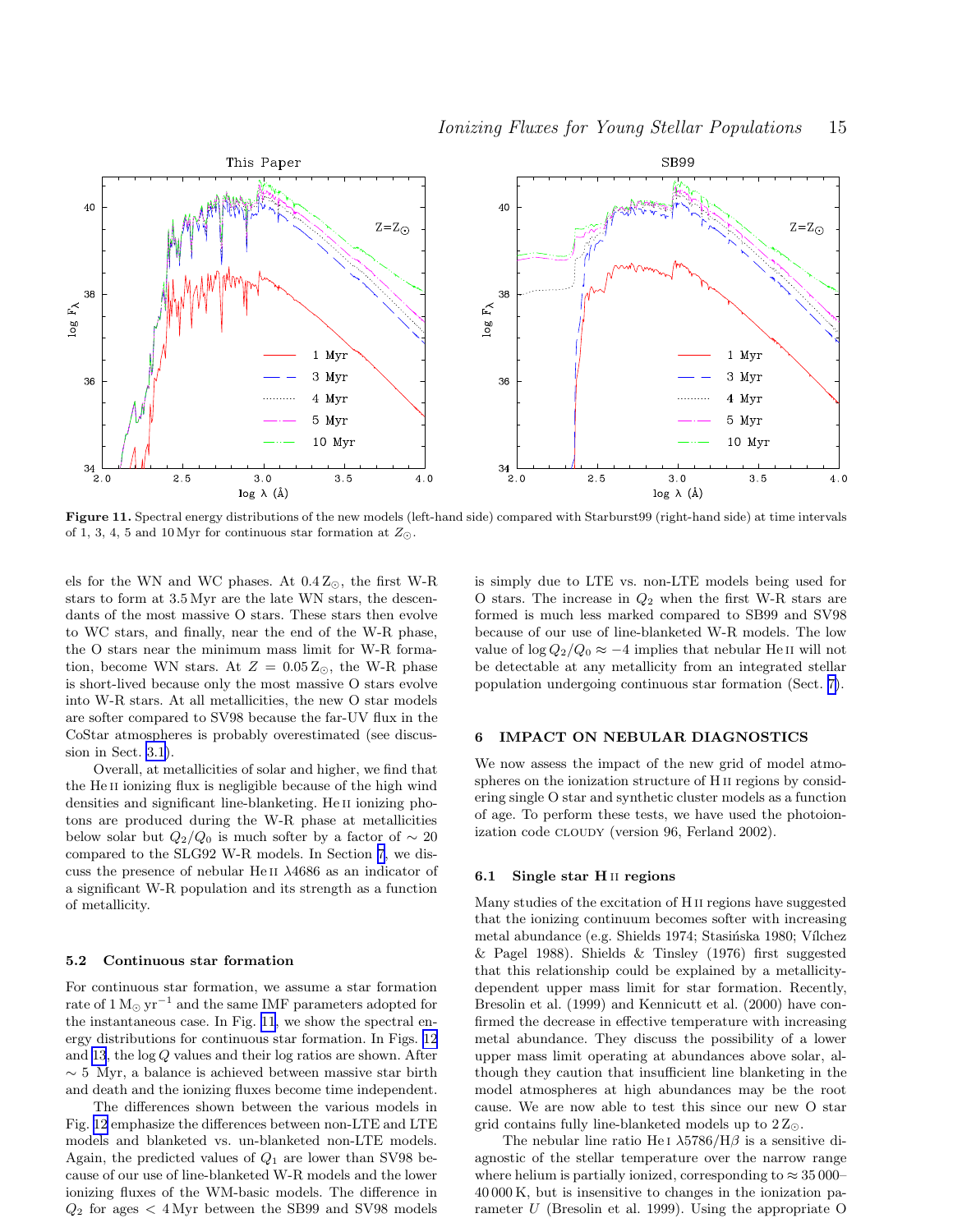**Figure 11.** Spectral energy distributions of the new models (left-hand side) compared with Starburst99 (right-hand side) at time intervals of 1, 3, 4, 5 and 10 Myr for continuous star formation at $Z_\odot$.

els for the WN and WC phases. At $0.4\,Z_\odot$, the first W-R stars to form at 3.5 Myr are the late WN stars, the descendants of the most massive O stars. These stars then evolve to WC stars, and finally, near the end of the W-R phase, the O stars near the minimum mass limit for W-R formation, become WN stars. At $Z = 0.05\,Z_\odot$, the W-R phase is short-lived because only the most massive O stars evolve into W-R stars. At all metallicities, the new O star models are softer compared to SV98 because the far-UV flux in the CoStar atmospheres is probably overestimated (see discussion in Sect. 3.1).

Overall, at metallicities of solar and higher, we find that the He II ionizing flux is negligible because of the high wind densities and significant line-blanketing. He II ionizing photons are produced during the W-R phase at metallicities below solar but $Q_2/Q_0$ is much softer by a factor of $\sim 20$ compared to the SLG92 W-R models. In Section 7, we discuss the presence of nebular He II $\lambda4686$ as an indicator of a significant W-R population and its strength as a function of metallicity.

### 5.2 Continuous star formation

For continuous star formation, we assume a star formation rate of $1\,M_\odot\,yr^{-1}$ and the same IMF parameters adopted for the instantaneous case. In Fig. 11, we show the spectral energy distributions for continuous star formation. In Figs. 12 and 13, the $\log Q$ values and their log ratios are shown. After $\sim 5$ Myr, a balance is achieved between massive star birth and death and the ionizing fluxes become time independent.

The differences shown between the various models in Fig. 12 emphasize the differences between non-LTE and LTE models and blanketed vs. un-blanketed non-LTE models. Again, the predicted values of $Q_1$ are lower than SV98 because of our use of line-blanketed W-R models and the lower ionizing fluxes of the WM-basic models. The difference in $Q_2$ for ages $< 4$ Myr between the SB99 and SV98 models is simply due to LTE vs. non-LTE models being used for O stars. The increase in $Q_2$ when the first W-R stars are formed is much less marked compared to SB99 and SV98 because of our use of line-blanketed W-R models. The low value of $\log Q_2/Q_0 \approx -4$ implies that nebular He II will not be detectable at any metallicity from an integrated stellar population undergoing continuous star formation (Sect. 7).

## 6 IMPACT ON NEBULAR DIAGNOSTICS

We now assess the impact of the new grid of model atmospheres on the ionization structure of H II regions by considering single O star and synthetic cluster models as a function of age. To perform these tests, we have used the photoionization code CLOUDY (version 96, Ferland 2002).

### 6.1 Single star H II regions

Many studies of the excitation of H II regions have suggested that the ionizing continuum becomes softer with increasing metal abundance (e.g. Shields 1974; Stasińska 1980; Vílchez & Pagel 1988). Shields & Tinsley (1976) first suggested that this relationship could be explained by a metallicity-dependent upper mass limit for star formation. Recently, Bresolin et al. (1999) and Kennicutt et al. (2000) have confirmed the decrease in effective temperature with increasing metal abundance. They discuss the possibility of a lower upper mass limit operating at abundances above solar, although they caution that insufficient line blanketing in the model atmospheres at high abundances may be the root cause. We are now able to test this since our new O star grid contains fully line-blanketed models up to $2\,Z_\odot$.

The nebular line ratio He I $\lambda5786$/H$\beta$ is a sensitive diagnostic of the stellar temperature over the narrow range where helium is partially ionized, corresponding to $\approx 35\,000$–$40\,000$ K, but is insensitive to changes in the ionization parameter $U$ (Bresolin et al. 1999). Using the appropriate O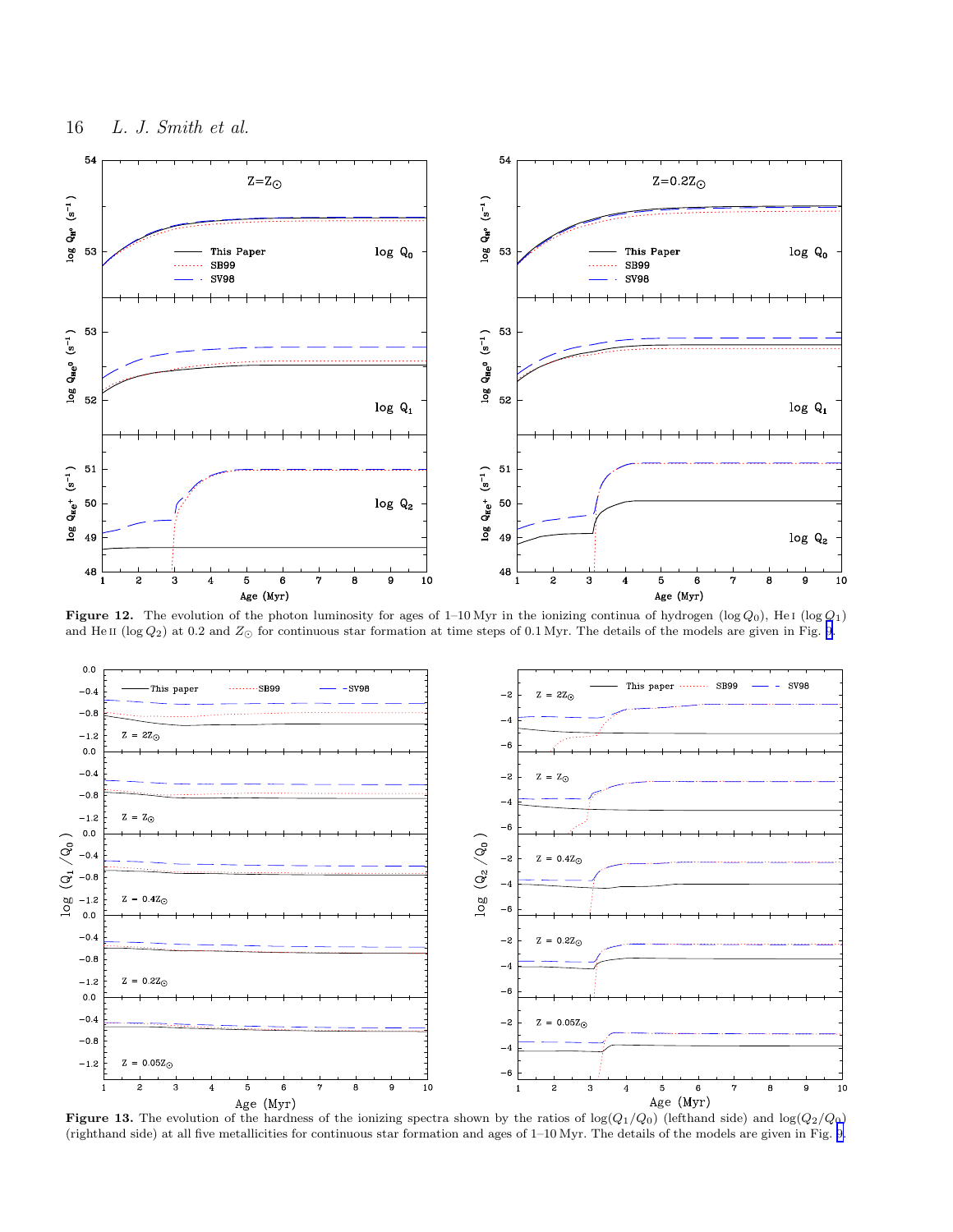**Figure 12.** The evolution of the photon luminosity for ages of 1–10 Myr in the ionizing continua of hydrogen ($\log Q_0$), He I ($\log Q_1$) and He II ($\log Q_2$) at 0.2 and $Z_\odot$ for continuous star formation at time steps of 0.1 Myr. The details of the models are given in Fig. 9.

**Figure 13.** The evolution of the hardness of the ionizing spectra shown by the ratios of $\log(Q_1/Q_0)$ (lefthand side) and $\log(Q_2/Q_0)$ (righthand side) at all five metallicities for continuous star formation and ages of 1–10 Myr. The details of the models are given in Fig. 9.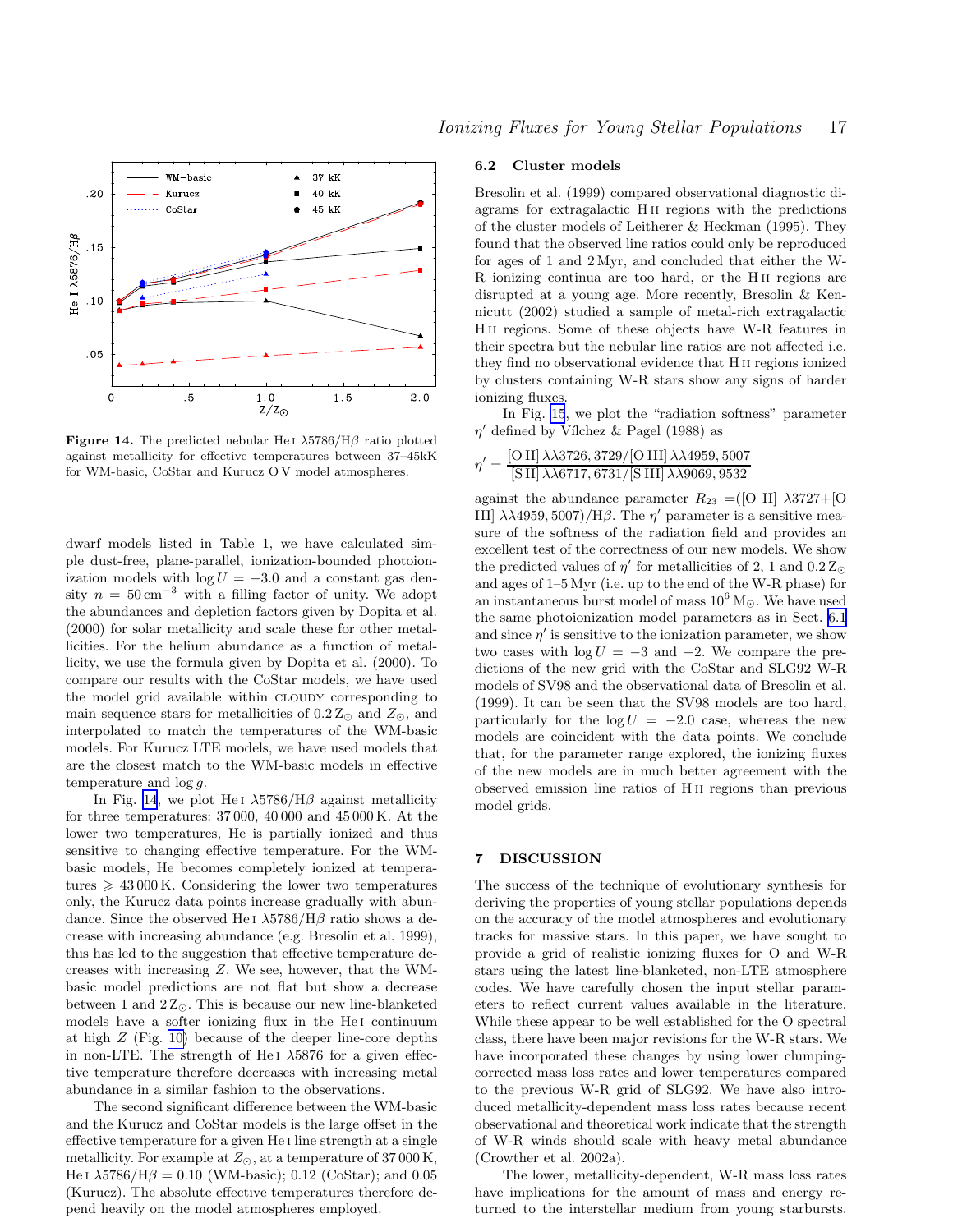**Figure 14.** The predicted nebular He I $\lambda5786$/H$\beta$ ratio plotted against metallicity for effective temperatures between 37–45kK for WM-basic, CoStar and Kurucz O V model atmospheres.

dwarf models listed in Table 1, we have calculated simple dust-free, plane-parallel, ionization-bounded photoionization models with $\log U = -3.0$ and a constant gas density $n = 50\,\mathrm{cm}^{-3}$ with a filling factor of unity. We adopt the abundances and depletion factors given by Dopita et al. (2000) for solar metallicity and scale these for other metallicities. For the helium abundance as a function of metallicity, we use the formula given by Dopita et al. (2000). To compare our results with the CoStar models, we have used the model grid available within CLOUDY corresponding to main sequence stars for metallicities of $0.2\,\mathrm{Z}_\odot$ and $Z_\odot$, and interpolated to match the temperatures of the WM-basic models. For Kurucz LTE models, we have used models that are the closest match to the WM-basic models in effective temperature and $\log g$.

In Fig. 14, we plot He I $\lambda5786$/H$\beta$ against metallicity for three temperatures: 37 000, 40 000 and 45 000 K. At the lower two temperatures, He is partially ionized and thus sensitive to changing effective temperature. For the WM-basic models, He becomes completely ionized at temperatures $\geqslant 43\,000$ K. Considering the lower two temperatures only, the Kurucz data points increase gradually with abundance. Since the observed He I $\lambda5786$/H$\beta$ ratio shows a decrease with increasing abundance (e.g. Bresolin et al. 1999), this has led to the suggestion that effective temperature decreases with increasing $Z$. We see, however, that the WM-basic model predictions are not flat but show a decrease between 1 and $2\,\mathrm{Z}_\odot$. This is because our new line-blanketed models have a softer ionizing flux in the He I continuum at high $Z$ (Fig. 10) because of the deeper line-core depths in non-LTE. The strength of He I $\lambda5876$ for a given effective temperature therefore decreases with increasing metal abundance in a similar fashion to the observations.

The second significant difference between the WM-basic and the Kurucz and CoStar models is the large offset in the effective temperature for a given He I line strength at a single metallicity. For example at $Z_\odot$, at a temperature of 37 000 K, He I $\lambda5786$/H$\beta$ = 0.10 (WM-basic); 0.12 (CoStar); and 0.05 (Kurucz). The absolute effective temperatures therefore depend heavily on the model atmospheres employed.

### 6.2 Cluster models

Bresolin et al. (1999) compared observational diagnostic diagrams for extragalactic H II regions with the predictions of the cluster models of Leitherer & Heckman (1995). They found that the observed line ratios could only be reproduced for ages of 1 and 2 Myr, and concluded that either the W-R ionizing continua are too hard, or the H II regions are disrupted at a young age. More recently, Bresolin & Kennicutt (2002) studied a sample of metal-rich extragalactic H II regions. Some of these objects have W-R features in their spectra but the nebular line ratios are not affected i.e. they find no observational evidence that H II regions ionized by clusters containing W-R stars show any signs of harder ionizing fluxes.

In Fig. 15, we plot the "radiation softness" parameter $\eta'$ defined by Vílchez & Pagel (1988) as

$$\eta' = \frac{[\mathrm{O\,II}]\,\lambda\lambda3726,3729/[\mathrm{O\,III}]\,\lambda\lambda4959,5007}{[\mathrm{S\,II}]\,\lambda\lambda6717,6731/[\mathrm{S\,III}]\,\lambda\lambda9069,9532}$$

against the abundance parameter $R_{23}$ =([O II] $\lambda3727$+[O III] $\lambda\lambda4959,5007$)/H$\beta$. The $\eta'$ parameter is a sensitive measure of the softness of the radiation field and provides an excellent test of the correctness of our new models. We show the predicted values of $\eta'$ for metallicities of 2, 1 and $0.2\,\mathrm{Z}_\odot$ and ages of 1–5 Myr (i.e. up to the end of the W-R phase) for an instantaneous burst model of mass $10^6\,\mathrm{M}_\odot$. We have used the same photoionization model parameters as in Sect. 6.1 and since $\eta'$ is sensitive to the ionization parameter, we show two cases with $\log U = -3$ and $-2$. We compare the predictions of the new grid with the CoStar and SLG92 W-R models of SV98 and the observational data of Bresolin et al. (1999). It can be seen that the SV98 models are too hard, particularly for the $\log U = -2.0$ case, whereas the new models are coincident with the data points. We conclude that, for the parameter range explored, the ionizing fluxes of the new models are in much better agreement with the observed emission line ratios of H II regions than previous model grids.

## 7 DISCUSSION

The success of the technique of evolutionary synthesis for deriving the properties of young stellar populations depends on the accuracy of the model atmospheres and evolutionary tracks for massive stars. In this paper, we have sought to provide a grid of realistic ionizing fluxes for O and W-R stars using the latest line-blanketed, non-LTE atmosphere codes. We have carefully chosen the input stellar parameters to reflect current values available in the literature. While these appear to be well established for the O spectral class, there have been major revisions for the W-R stars. We have incorporated these changes by using lower clumping-corrected mass loss rates and lower temperatures compared to the previous W-R grid of SLG92. We have also introduced metallicity-dependent mass loss rates because recent observational and theoretical work indicate that the strength of W-R winds should scale with heavy metal abundance (Crowther et al. 2002a).

The lower, metallicity-dependent, W-R mass loss rates have implications for the amount of mass and energy returned to the interstellar medium from young starbursts.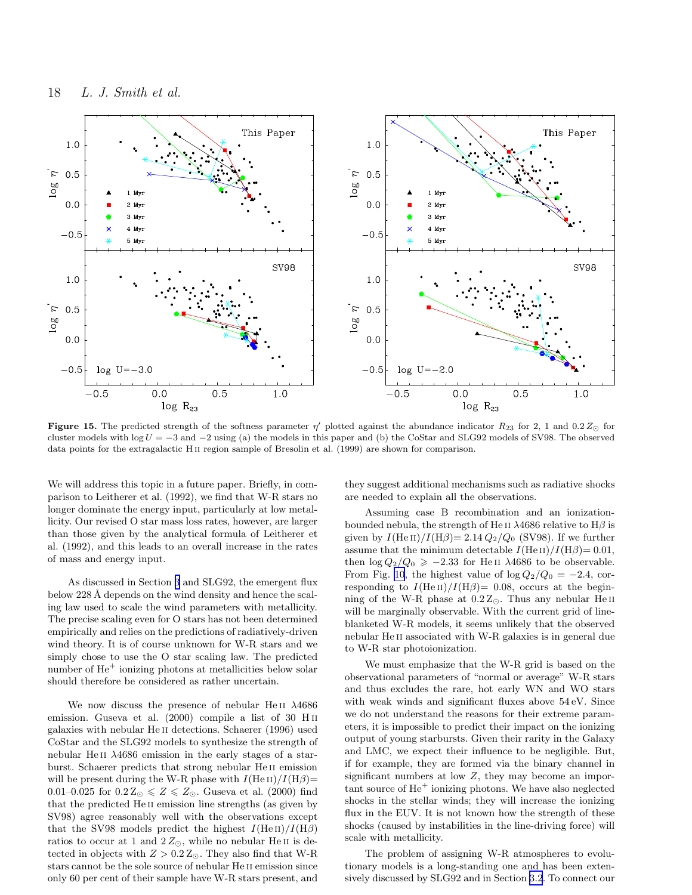**Figure 15.** The predicted strength of the softness parameter $\eta'$ plotted against the abundance indicator $R_{23}$ for 2, 1 and 0.2 $Z_\odot$ for cluster models with $\log U = -3$ and $-2$ using (a) the models in this paper and (b) the CoStar and SLG92 models of SV98. The observed data points for the extragalactic H II region sample of Bresolin et al. (1999) are shown for comparison.

We will address this topic in a future paper. Briefly, in comparison to Leitherer et al. (1992), we find that W-R stars no longer dominate the energy input, particularly at low metallicity. Our revised O star mass loss rates, however, are larger than those given by the analytical formula of Leitherer et al. (1992), and this leads to an overall increase in the rates of mass and energy input.

As discussed in Section 3 and SLG92, the emergent flux below 228 Å depends on the wind density and hence the scaling law used to scale the wind parameters with metallicity. The precise scaling even for O stars has not been determined empirically and relies on the predictions of radiatively-driven wind theory. It is of course unknown for W-R stars and we simply chose to use the O star scaling law. The predicted number of $He^+$ ionizing photons at metallicities below solar should therefore be considered as rather uncertain.

We now discuss the presence of nebular He II λ4686 emission. Guseva et al. (2000) compile a list of 30 H II galaxies with nebular He II detections. Schaerer (1996) used CoStar and the SLG92 models to synthesize the strength of nebular He II λ4686 emission in the early stages of a starburst. Schaerer predicts that strong nebular He II emission will be present during the W-R phase with $I(\text{He II})/I(\text{H}\beta)=$ 0.01–0.025 for $0.2\,Z_\odot \leqslant Z \leqslant Z_\odot$. Guseva et al. (2000) find that the predicted He II emission line strengths (as given by SV98) agree reasonably well with the observations except that the SV98 models predict the highest $I(\text{He II})/I(\text{H}\beta)$ ratios to occur at 1 and $2\,Z_\odot$, while no nebular He II is detected in objects with $Z > 0.2\,Z_\odot$. They also find that W-R stars cannot be the sole source of nebular He II emission since only 60 per cent of their sample have W-R stars present, and they suggest additional mechanisms such as radiative shocks are needed to explain all the observations.

Assuming case B recombination and an ionization-bounded nebula, the strength of He II λ4686 relative to Hβ is given by $I(\text{He II})/I(\text{H}\beta)= 2.14\,Q_2/Q_0$ (SV98). If we further assume that the minimum detectable $I(\text{He II})/I(\text{H}\beta)= 0.01$, then $\log Q_2/Q_0 \geqslant -2.33$ for He II λ4686 to be observable. From Fig. 10, the highest value of $\log Q_2/Q_0 = -2.4$, corresponding to $I(\text{He II})/I(\text{H}\beta)= 0.08$, occurs at the beginning of the W-R phase at $0.2\,Z_\odot$. Thus any nebular He II will be marginally observable. With the current grid of line-blanketed W-R models, it seems unlikely that the observed nebular He II associated with W-R galaxies is in general due to W-R star photoionization.

We must emphasize that the W-R grid is based on the observational parameters of "normal or average" W-R stars and thus excludes the rare, hot early WN and WO stars with weak winds and significant fluxes above 54 eV. Since we do not understand the reasons for their extreme parameters, it is impossible to predict their impact on the ionizing output of young starbursts. Given their rarity in the Galaxy and LMC, we expect their influence to be negligible. But, if for example, they are formed via the binary channel in significant numbers at low $Z$, they may become an important source of $He^+$ ionizing photons. We have also neglected shocks in the stellar winds; they will increase the ionizing flux in the EUV. It is not known how the strength of these shocks (caused by instabilities in the line-driving force) will scale with metallicity.

The problem of assigning W-R atmospheres to evolutionary models is a long-standing one and has been extensively discussed by SLG92 and in Section 3.2. To connect our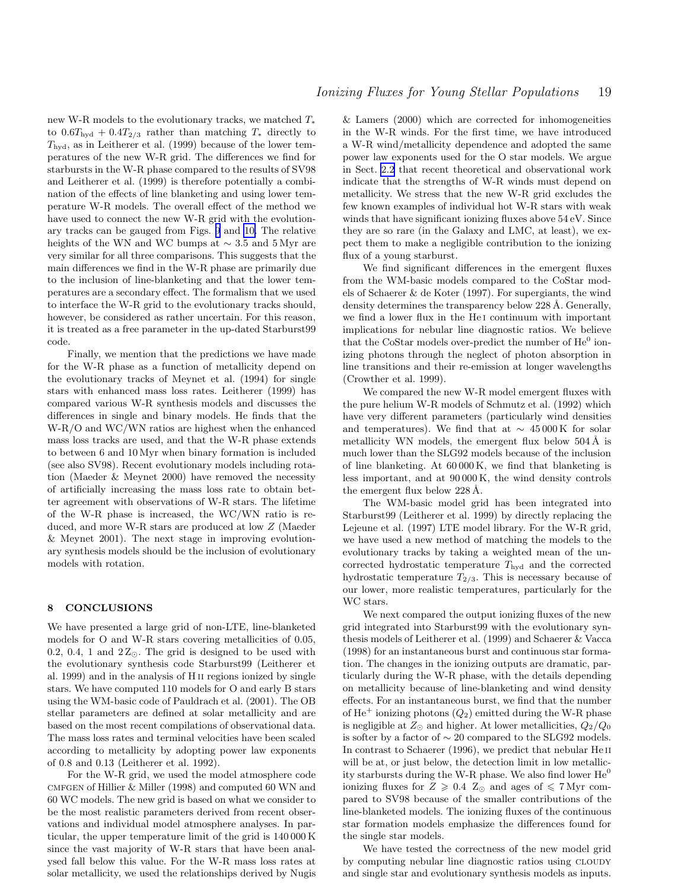new W-R models to the evolutionary tracks, we matched $T_*$ to $0.6T_{\rm hyd} + 0.4T_{2/3}$ rather than matching $T_*$ directly to $T_{\rm hyd}$, as in Leitherer et al. (1999) because of the lower temperatures of the new W-R grid. The differences we find for starbursts in the W-R phase compared to the results of SV98 and Leitherer et al. (1999) is therefore potentially a combination of the effects of line blanketing and using lower temperature W-R models. The overall effect of the method we have used to connect the new W-R grid with the evolutionary tracks can be gauged from Figs. 9 and 10. The relative heights of the WN and WC bumps at $\sim 3.5$ and 5 Myr are very similar for all three comparisons. This suggests that the main differences we find in the W-R phase are primarily due to the inclusion of line-blanketing and that the lower temperatures are a secondary effect. The formalism that we used to interface the W-R grid to the evolutionary tracks should, however, be considered as rather uncertain. For this reason, it is treated as a free parameter in the up-dated Starburst99 code.

Finally, we mention that the predictions we have made for the W-R phase as a function of metallicity depend on the evolutionary tracks of Meynet et al. (1994) for single stars with enhanced mass loss rates. Leitherer (1999) has compared various W-R synthesis models and discusses the differences in single and binary models. He finds that the W-R/O and WC/WN ratios are highest when the enhanced mass loss tracks are used, and that the W-R phase extends to between 6 and 10 Myr when binary formation is included (see also SV98). Recent evolutionary models including rotation (Maeder & Meynet 2000) have removed the necessity of artificially increasing the mass loss rate to obtain better agreement with observations of W-R stars. The lifetime of the W-R phase is increased, the WC/WN ratio is reduced, and more W-R stars are produced at low $Z$ (Maeder & Meynet 2001). The next stage in improving evolutionary synthesis models should be the inclusion of evolutionary models with rotation.

## 8 CONCLUSIONS

We have presented a large grid of non-LTE, line-blanketed models for O and W-R stars covering metallicities of 0.05, 0.2, 0.4, 1 and 2 $Z_\odot$. The grid is designed to be used with the evolutionary synthesis code Starburst99 (Leitherer et al. 1999) and in the analysis of H II regions ionized by single stars. We have computed 110 models for O and early B stars using the WM-basic code of Pauldrach et al. (2001). The OB stellar parameters are defined at solar metallicity and are based on the most recent compilations of observational data. The mass loss rates and terminal velocities have been scaled according to metallicity by adopting power law exponents of 0.8 and 0.13 (Leitherer et al. 1992).

For the W-R grid, we used the model atmosphere code CMFGEN of Hillier & Miller (1998) and computed 60 WN and 60 WC models. The new grid is based on what we consider to be the most realistic parameters derived from recent observations and individual model atmosphere analyses. In particular, the upper temperature limit of the grid is 140 000 K since the vast majority of W-R stars that have been analysed fall below this value. For the W-R mass loss rates at solar metallicity, we used the relationships derived by Nugis & Lamers (2000) which are corrected for inhomogeneities in the W-R winds. For the first time, we have introduced a W-R wind/metallicity dependence and adopted the same power law exponents used for the O star models. We argue in Sect. 2.2 that recent theoretical and observational work indicate that the strengths of W-R winds must depend on metallicity. We stress that the new W-R grid excludes the few known examples of individual hot W-R stars with weak winds that have significant ionizing fluxes above 54 eV. Since they are so rare (in the Galaxy and LMC, at least), we expect them to make a negligible contribution to the ionizing flux of a young starburst.

We find significant differences in the emergent fluxes from the WM-basic models compared to the CoStar models of Schaerer & de Koter (1997). For supergiants, the wind density determines the transparency below 228 Å. Generally, we find a lower flux in the He I continuum with important implications for nebular line diagnostic ratios. We believe that the CoStar models over-predict the number of $\rm He^0$ ionizing photons through the neglect of photon absorption in line transitions and their re-emission at longer wavelengths (Crowther et al. 1999).

We compared the new W-R model emergent fluxes with the pure helium W-R models of Schmutz et al. (1992) which have very different parameters (particularly wind densities and temperatures). We find that at $\sim$ 45 000 K for solar metallicity WN models, the emergent flux below 504 Å is much lower than the SLG92 models because of the inclusion of line blanketing. At 60 000 K, we find that blanketing is less important, and at 90 000 K, the wind density controls the emergent flux below 228 Å.

The WM-basic model grid has been integrated into Starburst99 (Leitherer et al. 1999) by directly replacing the Lejeune et al. (1997) LTE model library. For the W-R grid, we have used a new method of matching the models to the evolutionary tracks by taking a weighted mean of the uncorrected hydrostatic temperature $T_{\rm hyd}$ and the corrected hydrostatic temperature $T_{2/3}$. This is necessary because of our lower, more realistic temperatures, particularly for the WC stars.

We next compared the output ionizing fluxes of the new grid integrated into Starburst99 with the evolutionary synthesis models of Leitherer et al. (1999) and Schaerer & Vacca (1998) for an instantaneous burst and continuous star formation. The changes in the ionizing outputs are dramatic, particularly during the W-R phase, with the details depending on metallicity because of line-blanketing and wind density effects. For an instantaneous burst, we find that the number of $\rm He^+$ ionizing photons ($Q_2$) emitted during the W-R phase is negligible at $Z_\odot$ and higher. At lower metallicities, $Q_2/Q_0$ is softer by a factor of $\sim 20$ compared to the SLG92 models. In contrast to Schaerer (1996), we predict that nebular He II will be at, or just below, the detection limit in low metallicity starbursts during the W-R phase. We also find lower $\rm He^0$ ionizing fluxes for $Z \geqslant 0.4$ $Z_\odot$ and ages of $\leqslant 7$ Myr compared to SV98 because of the smaller contributions of the line-blanketed models. The ionizing fluxes of the continuous star formation models emphasize the differences found for the single star models.

We have tested the correctness of the new model grid by computing nebular line diagnostic ratios using CLOUDY and single star and evolutionary synthesis models as inputs.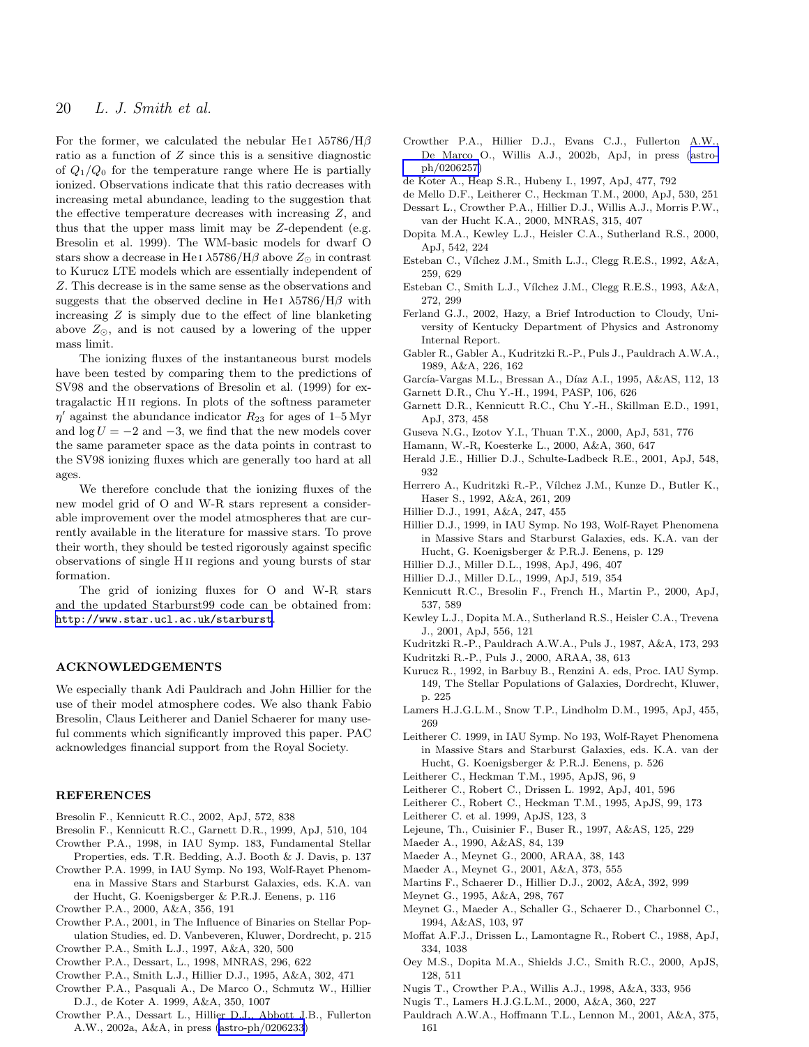For the former, we calculated the nebular He I $\lambda5786$/H$\beta$ ratio as a function of $Z$ since this is a sensitive diagnostic of $Q_1/Q_0$ for the temperature range where He is partially ionized. Observations indicate that this ratio decreases with increasing metal abundance, leading to the suggestion that the effective temperature decreases with increasing $Z$, and thus that the upper mass limit may be $Z$-dependent (e.g. Bresolin et al. 1999). The WM-basic models for dwarf O stars show a decrease in He I $\lambda5786$/H$\beta$ above $Z_\odot$ in contrast to Kurucz LTE models which are essentially independent of $Z$. This decrease is in the same sense as the observations and suggests that the observed decline in He I $\lambda5786$/H$\beta$ with increasing $Z$ is simply due to the effect of line blanketing above $Z_\odot$, and is not caused by a lowering of the upper mass limit.

The ionizing fluxes of the instantaneous burst models have been tested by comparing them to the predictions of SV98 and the observations of Bresolin et al. (1999) for extragalactic H II regions. In plots of the softness parameter $\eta'$ against the abundance indicator $R_{23}$ for ages of 1–5 Myr and $\log U = -2$ and $-3$, we find that the new models cover the same parameter space as the data points in contrast to the SV98 ionizing fluxes which are generally too hard at all ages.

We therefore conclude that the ionizing fluxes of the new model grid of O and W-R stars represent a considerable improvement over the model atmospheres that are currently available in the literature for massive stars. To prove their worth, they should be tested rigorously against specific observations of single H II regions and young bursts of star formation.

The grid of ionizing fluxes for O and W-R stars and the updated Starburst99 code can be obtained from: http://www.star.ucl.ac.uk/starburst.

## ACKNOWLEDGEMENTS

We especially thank Adi Pauldrach and John Hillier for the use of their model atmosphere codes. We also thank Fabio Bresolin, Claus Leitherer and Daniel Schaerer for many useful comments which significantly improved this paper. PAC acknowledges financial support from the Royal Society.

## REFERENCES

Bresolin F., Kennicutt R.C., 2002, ApJ, 572, 838

Bresolin F., Kennicutt R.C., Garnett D.R., 1999, ApJ, 510, 104

Crowther P.A., 1998, in IAU Symp. 183, Fundamental Stellar Properties, eds. T.R. Bedding, A.J. Booth & J. Davis, p. 137

Crowther P.A. 1999, in IAU Symp. No 193, Wolf-Rayet Phenomena in Massive Stars and Starburst Galaxies, eds. K.A. van der Hucht, G. Koenigsberger & P.R.J. Eenens, p. 116

Crowther P.A., 2000, A&A, 356, 191

Crowther P.A., 2001, in The Influence of Binaries on Stellar Population Studies, ed. D. Vanbeveren, Kluwer, Dordrecht, p. 215

Crowther P.A., Smith L.J., 1997, A&A, 320, 500

Crowther P.A., Dessart, L., 1998, MNRAS, 296, 622

Crowther P.A., Smith L.J., Hillier D.J., 1995, A&A, 302, 471

Crowther P.A., Pasquali A., De Marco O., Schmutz W., Hillier D.J., de Koter A. 1999, A&A, 350, 1007

Crowther P.A., Dessart L., Hillier D.J., Abbott J.B., Fullerton A.W., 2002a, A&A, in press (astro-ph/0206233)

Crowther P.A., Hillier D.J., Evans C.J., Fullerton A.W., De Marco O., Willis A.J., 2002b, ApJ, in press (astro-ph/0206257)

de Koter A., Heap S.R., Hubeny I., 1997, ApJ, 477, 792

de Mello D.F., Leitherer C., Heckman T.M., 2000, ApJ, 530, 251

Dessart L., Crowther P.A., Hillier D.J., Willis A.J., Morris P.W., van der Hucht K.A., 2000, MNRAS, 315, 407

Dopita M.A., Kewley L.J., Heisler C.A., Sutherland R.S., 2000, ApJ, 542, 224

Esteban C., Vílchez J.M., Smith L.J., Clegg R.E.S., 1992, A&A, 259, 629

Esteban C., Smith L.J., Vílchez J.M., Clegg R.E.S., 1993, A&A, 272, 299

Ferland G.J., 2002, Hazy, a Brief Introduction to Cloudy, University of Kentucky Department of Physics and Astronomy Internal Report.

Gabler R., Gabler A., Kudritzki R.-P., Puls J., Pauldrach A.W.A., 1989, A&A, 226, 162

García-Vargas M.L., Bressan A., Díaz A.I., 1995, A&AS, 112, 13

Garnett D.R., Chu Y.-H., 1994, PASP, 106, 626

Garnett D.R., Kennicutt R.C., Chu Y.-H., Skillman E.D., 1991, ApJ, 373, 458

Guseva N.G., Izotov Y.I., Thuan T.X., 2000, ApJ, 531, 776

Hamann, W.-R, Koesterke L., 2000, A&A, 360, 647

Herald J.E., Hillier D.J., Schulte-Ladbeck R.E., 2001, ApJ, 548, 932

Herrero A., Kudritzki R.-P., Vílchez J.M., Kunze D., Butler K., Haser S., 1992, A&A, 261, 209

Hillier D.J., 1991, A&A, 247, 455

Hillier D.J., 1999, in IAU Symp. No 193, Wolf-Rayet Phenomena in Massive Stars and Starburst Galaxies, eds. K.A. van der Hucht, G. Koenigsberger & P.R.J. Eenens, p. 129

Hillier D.J., Miller D.L., 1998, ApJ, 496, 407

Hillier D.J., Miller D.L., 1999, ApJ, 519, 354

Kennicutt R.C., Bresolin F., French H., Martin P., 2000, ApJ, 537, 589

Kewley L.J., Dopita M.A., Sutherland R.S., Heisler C.A., Trevena J., 2001, ApJ, 556, 121

Kudritzki R.-P., Pauldrach A.W.A., Puls J., 1987, A&A, 173, 293

Kudritzki R.-P., Puls J., 2000, ARAA, 38, 613

Kurucz R., 1992, in Barbuy B., Renzini A. eds, Proc. IAU Symp. 149, The Stellar Populations of Galaxies, Dordrecht, Kluwer, p. 225

Lamers H.J.G.L.M., Snow T.P., Lindholm D.M., 1995, ApJ, 455, 269

Leitherer C. 1999, in IAU Symp. No 193, Wolf-Rayet Phenomena in Massive Stars and Starburst Galaxies, eds. K.A. van der Hucht, G. Koenigsberger & P.R.J. Eenens, p. 526

Leitherer C., Heckman T.M., 1995, ApJS, 96, 9

Leitherer C., Robert C., Drissen L. 1992, ApJ, 401, 596

Leitherer C., Robert C., Heckman T.M., 1995, ApJS, 99, 173

Leitherer C. et al. 1999, ApJS, 123, 3

Lejeune, Th., Cuisinier F., Buser R., 1997, A&AS, 125, 229

Maeder A., 1990, A&AS, 84, 139

Maeder A., Meynet G., 2000, ARAA, 38, 143

Maeder A., Meynet G., 2001, A&A, 373, 555

Martins F., Schaerer D., Hillier D.J., 2002, A&A, 392, 999

Meynet G., 1995, A&A, 298, 767

Meynet G., Maeder A., Schaller G., Schaerer D., Charbonnel C., 1994, A&AS, 103, 97

Moffat A.F.J., Drissen L., Lamontagne R., Robert C., 1988, ApJ, 334, 1038

Oey M.S., Dopita M.A., Shields J.C., Smith R.C., 2000, ApJS, 128, 511

Nugis T., Crowther P.A., Willis A.J., 1998, A&A, 333, 956

Nugis T., Lamers H.J.G.L.M., 2000, A&A, 360, 227

Pauldrach A.W.A., Hoffmann T.L., Lennon M., 2001, A&A, 375, 161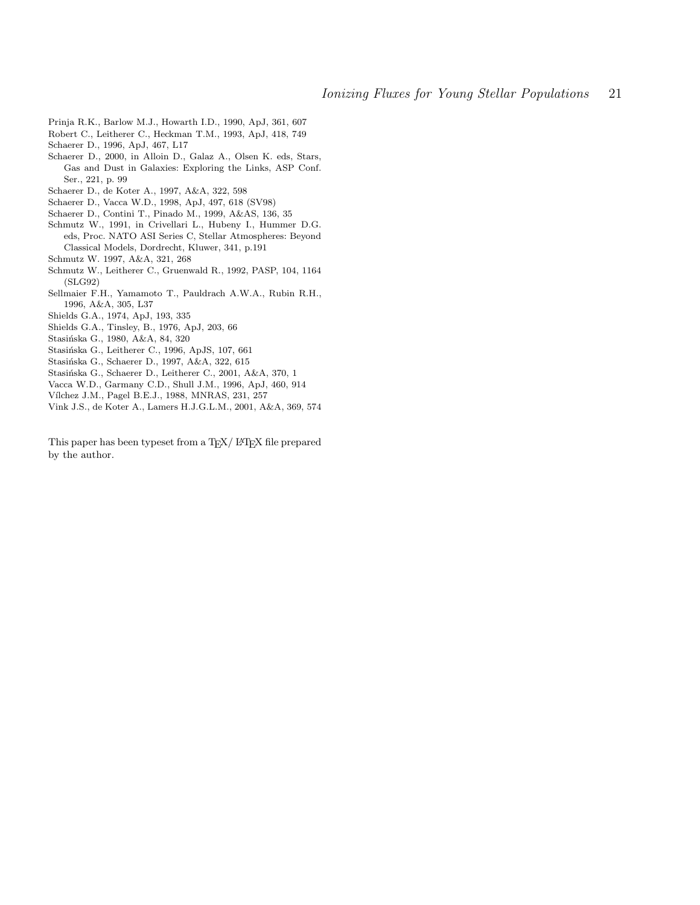Prinja R.K., Barlow M.J., Howarth I.D., 1990, ApJ, 361, 607

Robert C., Leitherer C., Heckman T.M., 1993, ApJ, 418, 749

Schaerer D., 1996, ApJ, 467, L17

Schaerer D., 2000, in Alloin D., Galaz A., Olsen K. eds, Stars, Gas and Dust in Galaxies: Exploring the Links, ASP Conf. Ser., 221, p. 99

Schaerer D., de Koter A., 1997, A&A, 322, 598

Schaerer D., Vacca W.D., 1998, ApJ, 497, 618 (SV98)

Schaerer D., Contini T., Pinado M., 1999, A&AS, 136, 35

Schmutz W., 1991, in Crivellari L., Hubeny I., Hummer D.G. eds, Proc. NATO ASI Series C, Stellar Atmospheres: Beyond Classical Models, Dordrecht, Kluwer, 341, p.191

Schmutz W. 1997, A&A, 321, 268

Schmutz W., Leitherer C., Gruenwald R., 1992, PASP, 104, 1164 (SLG92)

Sellmaier F.H., Yamamoto T., Pauldrach A.W.A., Rubin R.H., 1996, A&A, 305, L37

Shields G.A., 1974, ApJ, 193, 335

Shields G.A., Tinsley, B., 1976, ApJ, 203, 66

Stasińska G., 1980, A&A, 84, 320

Stasińska G., Leitherer C., 1996, ApJS, 107, 661

Stasińska G., Schaerer D., 1997, A&A, 322, 615

Stasińska G., Schaerer D., Leitherer C., 2001, A&A, 370, 1

Vacca W.D., Garmany C.D., Shull J.M., 1996, ApJ, 460, 914

Vílchez J.M., Pagel B.E.J., 1988, MNRAS, 231, 257

Vink J.S., de Koter A., Lamers H.J.G.L.M., 2001, A&A, 369, 574

This paper has been typeset from a TEX/ LATEX file prepared by the author.